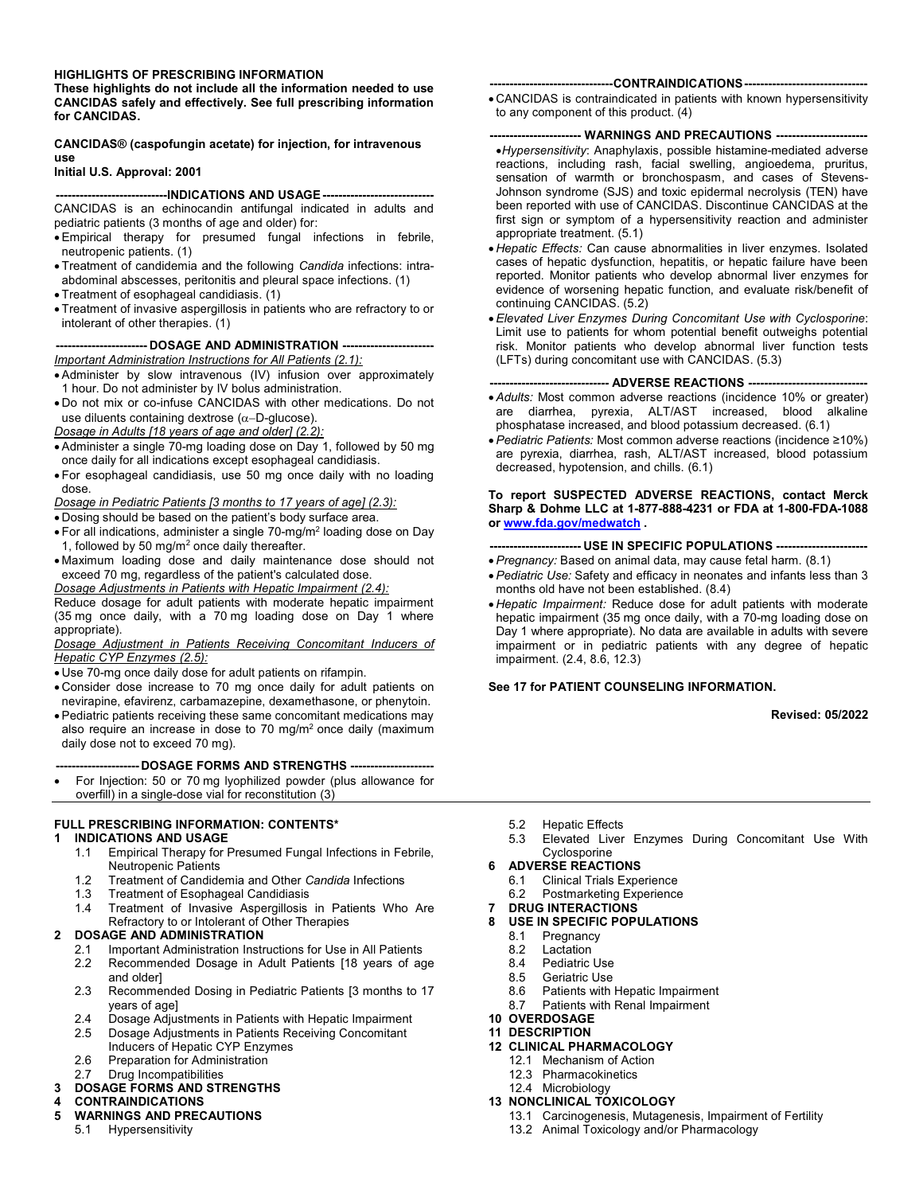**HIGHLIGHTS OF PRESCRIBING INFORMATION**
**These highlights do not include all the information needed to use CANCIDAS safely and effectively. See full prescribing information for CANCIDAS.**

**CANCIDAS® (caspofungin acetate) for injection, for intravenous use**
**Initial U.S. Approval: 2001**

## INDICATIONS AND USAGE

CANCIDAS is an echinocandin antifungal indicated in adults and pediatric patients (3 months of age and older) for:

- Empirical therapy for presumed fungal infections in febrile, neutropenic patients. (1)
- Treatment of candidemia and the following *Candida* infections: intra-abdominal abscesses, peritonitis and pleural space infections. (1)
- Treatment of esophageal candidiasis. (1)
- Treatment of invasive aspergillosis in patients who are refractory to or intolerant of other therapies. (1)

## DOSAGE AND ADMINISTRATION

*Important Administration Instructions for All Patients (2.1):*

- Administer by slow intravenous (IV) infusion over approximately 1 hour. Do not administer by IV bolus administration.
- Do not mix or co-infuse CANCIDAS with other medications. Do not use diluents containing dextrose ($\alpha$−D-glucose).

*Dosage in Adults [18 years of age and older] (2.2):*

- Administer a single 70-mg loading dose on Day 1, followed by 50 mg once daily for all indications except esophageal candidiasis.
- For esophageal candidiasis, use 50 mg once daily with no loading dose.

*Dosage in Pediatric Patients [3 months to 17 years of age] (2.3):*

- Dosing should be based on the patient's body surface area.
- For all indications, administer a single 70-mg/m$^2$ loading dose on Day 1, followed by 50 mg/m$^2$ once daily thereafter.
- Maximum loading dose and daily maintenance dose should not exceed 70 mg, regardless of the patient's calculated dose.

*Dosage Adjustments in Patients with Hepatic Impairment (2.4):*

Reduce dosage for adult patients with moderate hepatic impairment (35 mg once daily, with a 70 mg loading dose on Day 1 where appropriate).

*Dosage Adjustment in Patients Receiving Concomitant Inducers of Hepatic CYP Enzymes (2.5):*

- Use 70-mg once daily dose for adult patients on rifampin.
- Consider dose increase to 70 mg once daily for adult patients on nevirapine, efavirenz, carbamazepine, dexamethasone, or phenytoin.
- Pediatric patients receiving these same concomitant medications may also require an increase in dose to 70 mg/m$^2$ once daily (maximum daily dose not to exceed 70 mg).

## DOSAGE FORMS AND STRENGTHS

- For Injection: 50 or 70 mg lyophilized powder (plus allowance for overfill) in a single-dose vial for reconstitution (3)

## CONTRAINDICATIONS

- CANCIDAS is contraindicated in patients with known hypersensitivity to any component of this product. (4)

## WARNINGS AND PRECAUTIONS

- *Hypersensitivity*: Anaphylaxis, possible histamine-mediated adverse reactions, including rash, facial swelling, angioedema, pruritus, sensation of warmth or bronchospasm, and cases of Stevens-Johnson syndrome (SJS) and toxic epidermal necrolysis (TEN) have been reported with use of CANCIDAS. Discontinue CANCIDAS at the first sign or symptom of a hypersensitivity reaction and administer appropriate treatment. (5.1)
- *Hepatic Effects:* Can cause abnormalities in liver enzymes. Isolated cases of hepatic dysfunction, hepatitis, or hepatic failure have been reported. Monitor patients who develop abnormal liver enzymes for evidence of worsening hepatic function, and evaluate risk/benefit of continuing CANCIDAS. (5.2)
- *Elevated Liver Enzymes During Concomitant Use with Cyclosporine*: Limit use to patients for whom potential benefit outweighs potential risk. Monitor patients who develop abnormal liver function tests (LFTs) during concomitant use with CANCIDAS. (5.3)

## ADVERSE REACTIONS

- *Adults:* Most common adverse reactions (incidence 10% or greater) are diarrhea, pyrexia, ALT/AST increased, blood alkaline phosphatase increased, and blood potassium decreased. (6.1)
- *Pediatric Patients:* Most common adverse reactions (incidence ≥10%) are pyrexia, diarrhea, rash, ALT/AST increased, blood potassium decreased, hypotension, and chills. (6.1)

**To report SUSPECTED ADVERSE REACTIONS, contact Merck Sharp & Dohme LLC at 1-877-888-4231 or FDA at 1-800-FDA-1088 or www.fda.gov/medwatch .**

## USE IN SPECIFIC POPULATIONS

- *Pregnancy:* Based on animal data, may cause fetal harm. (8.1)
- *Pediatric Use:* Safety and efficacy in neonates and infants less than 3 months old have not been established. (8.4)
- *Hepatic Impairment:* Reduce dose for adult patients with moderate hepatic impairment (35 mg once daily, with a 70-mg loading dose on Day 1 where appropriate). No data are available in adults with severe impairment or in pediatric patients with any degree of hepatic impairment. (2.4, 8.6, 12.3)

**See 17 for PATIENT COUNSELING INFORMATION.**

**Revised: 05/2022**

---

**FULL PRESCRIBING INFORMATION: CONTENTS***

**1 INDICATIONS AND USAGE**
- 1.1 Empirical Therapy for Presumed Fungal Infections in Febrile, Neutropenic Patients
- 1.2 Treatment of Candidemia and Other *Candida* Infections
- 1.3 Treatment of Esophageal Candidiasis
- 1.4 Treatment of Invasive Aspergillosis in Patients Who Are Refractory to or Intolerant of Other Therapies

**2 DOSAGE AND ADMINISTRATION**
- 2.1 Important Administration Instructions for Use in All Patients
- 2.2 Recommended Dosage in Adult Patients [18 years of age and older]
- 2.3 Recommended Dosing in Pediatric Patients [3 months to 17 years of age]
- 2.4 Dosage Adjustments in Patients with Hepatic Impairment
- 2.5 Dosage Adjustments in Patients Receiving Concomitant Inducers of Hepatic CYP Enzymes
- 2.6 Preparation for Administration
- 2.7 Drug Incompatibilities

**3 DOSAGE FORMS AND STRENGTHS**

**4 CONTRAINDICATIONS**

**5 WARNINGS AND PRECAUTIONS**
- 5.1 Hypersensitivity
- 5.2 Hepatic Effects
- 5.3 Elevated Liver Enzymes During Concomitant Use With Cyclosporine

**6 ADVERSE REACTIONS**
- 6.1 Clinical Trials Experience
- 6.2 Postmarketing Experience

**7 DRUG INTERACTIONS**

**8 USE IN SPECIFIC POPULATIONS**
- 8.1 Pregnancy
- 8.2 Lactation
- 8.4 Pediatric Use
- 8.5 Geriatric Use
- 8.6 Patients with Hepatic Impairment
- 8.7 Patients with Renal Impairment

**10 OVERDOSAGE**

**11 DESCRIPTION**

**12 CLINICAL PHARMACOLOGY**
- 12.1 Mechanism of Action
- 12.3 Pharmacokinetics
- 12.4 Microbiology

**13 NONCLINICAL TOXICOLOGY**
- 13.1 Carcinogenesis, Mutagenesis, Impairment of Fertility
- 13.2 Animal Toxicology and/or Pharmacology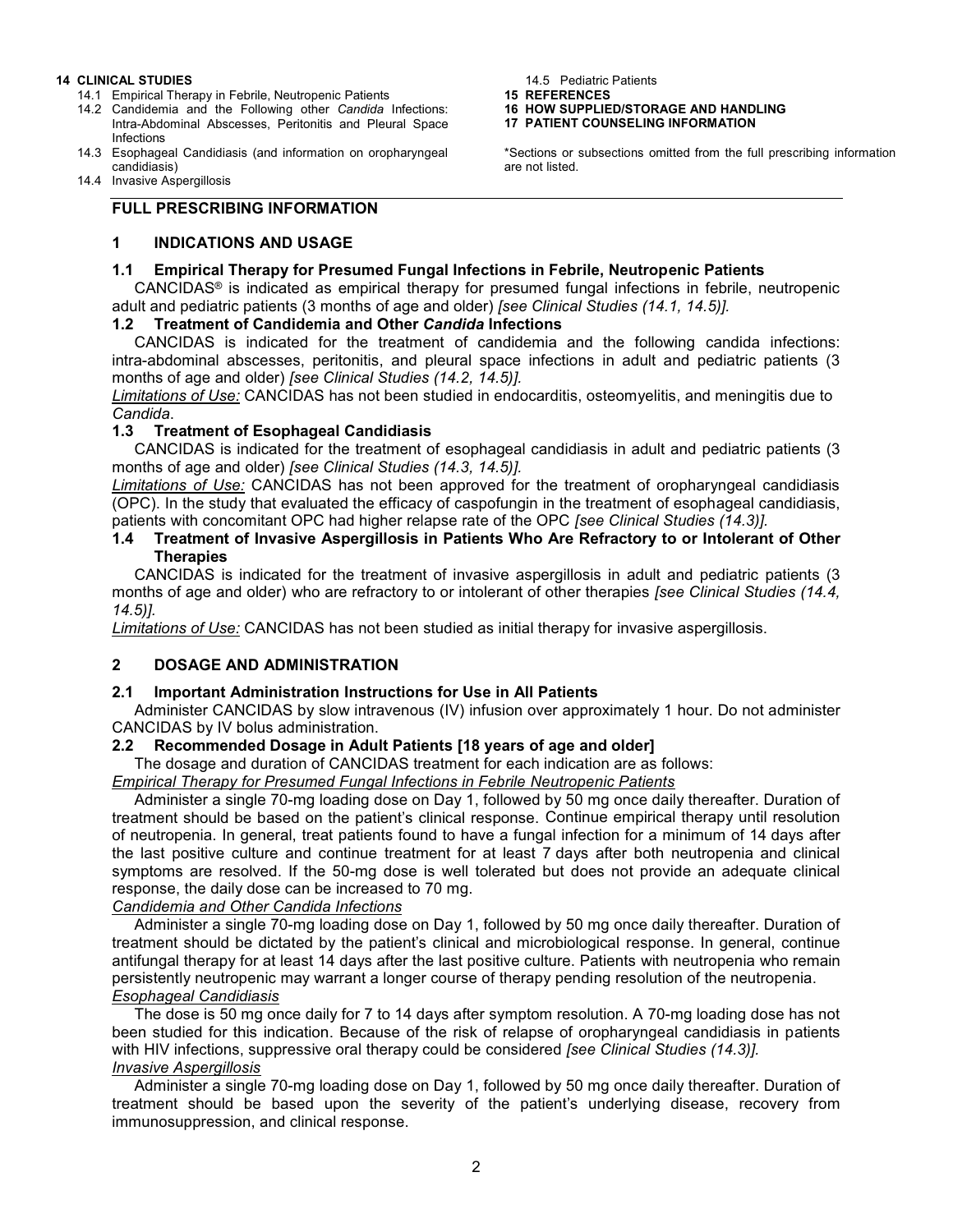**14 CLINICAL STUDIES**

- 14.1 Empirical Therapy in Febrile, Neutropenic Patients
- 14.2 Candidemia and the Following other *Candida* Infections: Intra-Abdominal Abscesses, Peritonitis and Pleural Space Infections
- 14.3 Esophageal Candidiasis (and information on oropharyngeal candidiasis)
- 14.4 Invasive Aspergillosis
- 14.5 Pediatric Patients

**15 REFERENCES**

**16 HOW SUPPLIED/STORAGE AND HANDLING**

**17 PATIENT COUNSELING INFORMATION**

\*Sections or subsections omitted from the full prescribing information are not listed.

## FULL PRESCRIBING INFORMATION

## 1 INDICATIONS AND USAGE

### 1.1 Empirical Therapy for Presumed Fungal Infections in Febrile, Neutropenic Patients

CANCIDAS® is indicated as empirical therapy for presumed fungal infections in febrile, neutropenic adult and pediatric patients (3 months of age and older) *[see Clinical Studies (14.1, 14.5)].*

### 1.2 Treatment of Candidemia and Other *Candida* Infections

CANCIDAS is indicated for the treatment of candidemia and the following candida infections: intra-abdominal abscesses, peritonitis, and pleural space infections in adult and pediatric patients (3 months of age and older) *[see Clinical Studies (14.2, 14.5)]*.

*Limitations of Use:* CANCIDAS has not been studied in endocarditis, osteomyelitis, and meningitis due to *Candida*.

### 1.3 Treatment of Esophageal Candidiasis

CANCIDAS is indicated for the treatment of esophageal candidiasis in adult and pediatric patients (3 months of age and older) *[see Clinical Studies (14.3, 14.5)].*

*Limitations of Use:* CANCIDAS has not been approved for the treatment of oropharyngeal candidiasis (OPC). In the study that evaluated the efficacy of caspofungin in the treatment of esophageal candidiasis, patients with concomitant OPC had higher relapse rate of the OPC *[see Clinical Studies (14.3)].*

### 1.4 Treatment of Invasive Aspergillosis in Patients Who Are Refractory to or Intolerant of Other Therapies

CANCIDAS is indicated for the treatment of invasive aspergillosis in adult and pediatric patients (3 months of age and older) who are refractory to or intolerant of other therapies *[see Clinical Studies (14.4, 14.5)]*.

*Limitations of Use:* CANCIDAS has not been studied as initial therapy for invasive aspergillosis.

## 2 DOSAGE AND ADMINISTRATION

### 2.1 Important Administration Instructions for Use in All Patients

Administer CANCIDAS by slow intravenous (IV) infusion over approximately 1 hour. Do not administer CANCIDAS by IV bolus administration.

### 2.2 Recommended Dosage in Adult Patients [18 years of age and older]

The dosage and duration of CANCIDAS treatment for each indication are as follows:

*Empirical Therapy for Presumed Fungal Infections in Febrile Neutropenic Patients*

Administer a single 70-mg loading dose on Day 1, followed by 50 mg once daily thereafter. Duration of treatment should be based on the patient's clinical response. Continue empirical therapy until resolution of neutropenia. In general, treat patients found to have a fungal infection for a minimum of 14 days after the last positive culture and continue treatment for at least 7 days after both neutropenia and clinical symptoms are resolved. If the 50-mg dose is well tolerated but does not provide an adequate clinical response, the daily dose can be increased to 70 mg.

*Candidemia and Other Candida Infections*

Administer a single 70-mg loading dose on Day 1, followed by 50 mg once daily thereafter. Duration of treatment should be dictated by the patient's clinical and microbiological response. In general, continue antifungal therapy for at least 14 days after the last positive culture. Patients with neutropenia who remain persistently neutropenic may warrant a longer course of therapy pending resolution of the neutropenia.

*Esophageal Candidiasis*

The dose is 50 mg once daily for 7 to 14 days after symptom resolution. A 70-mg loading dose has not been studied for this indication. Because of the risk of relapse of oropharyngeal candidiasis in patients with HIV infections, suppressive oral therapy could be considered *[see Clinical Studies (14.3)].*

*Invasive Aspergillosis*

Administer a single 70-mg loading dose on Day 1, followed by 50 mg once daily thereafter. Duration of treatment should be based upon the severity of the patient's underlying disease, recovery from immunosuppression, and clinical response.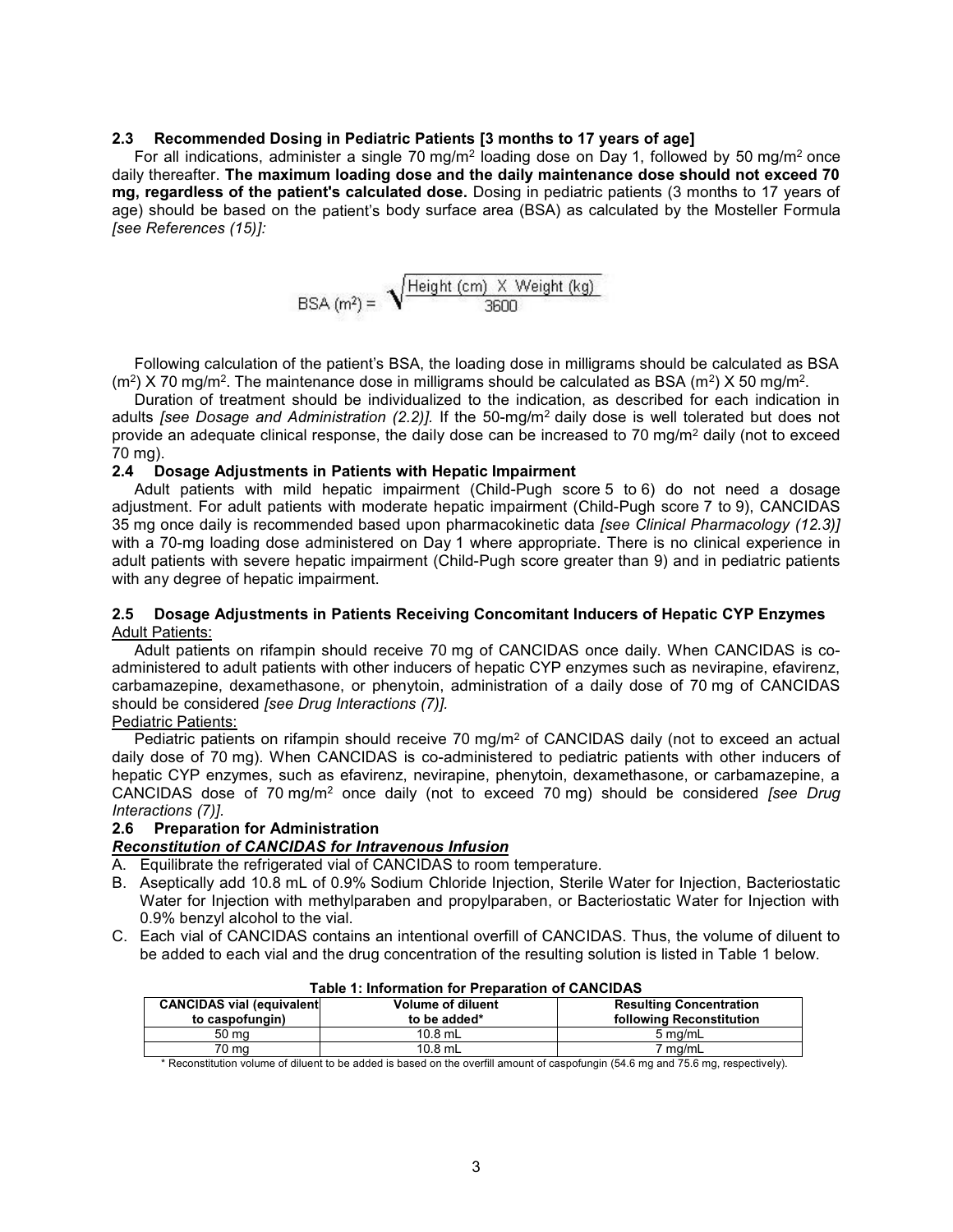### 2.3 Recommended Dosing in Pediatric Patients [3 months to 17 years of age]

For all indications, administer a single 70 mg/$m^2$ loading dose on Day 1, followed by 50 mg/$m^2$ once daily thereafter. **The maximum loading dose and the daily maintenance dose should not exceed 70 mg, regardless of the patient's calculated dose.** Dosing in pediatric patients (3 months to 17 years of age) should be based on the patient's body surface area (BSA) as calculated by the Mosteller Formula *[see References (15)]:*

$$\text{BSA (m}^2\text{)} = \sqrt{\frac{\text{Height (cm)} \times \text{Weight (kg)}}{3600}}$$

Following calculation of the patient's BSA, the loading dose in milligrams should be calculated as BSA ($m^2$) X 70 mg/$m^2$. The maintenance dose in milligrams should be calculated as BSA ($m^2$) X 50 mg/$m^2$.

Duration of treatment should be individualized to the indication, as described for each indication in adults *[see Dosage and Administration (2.2)]*. If the 50-mg/$m^2$ daily dose is well tolerated but does not provide an adequate clinical response, the daily dose can be increased to 70 mg/$m^2$ daily (not to exceed 70 mg).

### 2.4 Dosage Adjustments in Patients with Hepatic Impairment

Adult patients with mild hepatic impairment (Child-Pugh score 5 to 6) do not need a dosage adjustment. For adult patients with moderate hepatic impairment (Child-Pugh score 7 to 9), CANCIDAS 35 mg once daily is recommended based upon pharmacokinetic data *[see Clinical Pharmacology (12.3)]* with a 70-mg loading dose administered on Day 1 where appropriate. There is no clinical experience in adult patients with severe hepatic impairment (Child-Pugh score greater than 9) and in pediatric patients with any degree of hepatic impairment.

### 2.5 Dosage Adjustments in Patients Receiving Concomitant Inducers of Hepatic CYP Enzymes

Adult Patients:

Adult patients on rifampin should receive 70 mg of CANCIDAS once daily. When CANCIDAS is co-administered to adult patients with other inducers of hepatic CYP enzymes such as nevirapine, efavirenz, carbamazepine, dexamethasone, or phenytoin, administration of a daily dose of 70 mg of CANCIDAS should be considered *[see Drug Interactions (7)].*

Pediatric Patients:

Pediatric patients on rifampin should receive 70 mg/$m^2$ of CANCIDAS daily (not to exceed an actual daily dose of 70 mg). When CANCIDAS is co-administered to pediatric patients with other inducers of hepatic CYP enzymes, such as efavirenz, nevirapine, phenytoin, dexamethasone, or carbamazepine, a CANCIDAS dose of 70 mg/$m^2$ once daily (not to exceed 70 mg) should be considered *[see Drug Interactions (7)].*

### 2.6 Preparation for Administration

***Reconstitution of CANCIDAS for Intravenous Infusion***

A. Equilibrate the refrigerated vial of CANCIDAS to room temperature.
B. Aseptically add 10.8 mL of 0.9% Sodium Chloride Injection, Sterile Water for Injection, Bacteriostatic Water for Injection with methylparaben and propylparaben, or Bacteriostatic Water for Injection with 0.9% benzyl alcohol to the vial.
C. Each vial of CANCIDAS contains an intentional overfill of CANCIDAS. Thus, the volume of diluent to be added to each vial and the drug concentration of the resulting solution is listed in Table 1 below.

**Table 1: Information for Preparation of CANCIDAS**

| CANCIDAS vial (equivalent to caspofungin) | Volume of diluent to be added* | Resulting Concentration following Reconstitution |
|---|---|---|
| 50 mg | 10.8 mL | 5 mg/mL |
| 70 mg | 10.8 mL | 7 mg/mL |

\* Reconstitution volume of diluent to be added is based on the overfill amount of caspofungin (54.6 mg and 75.6 mg, respectively).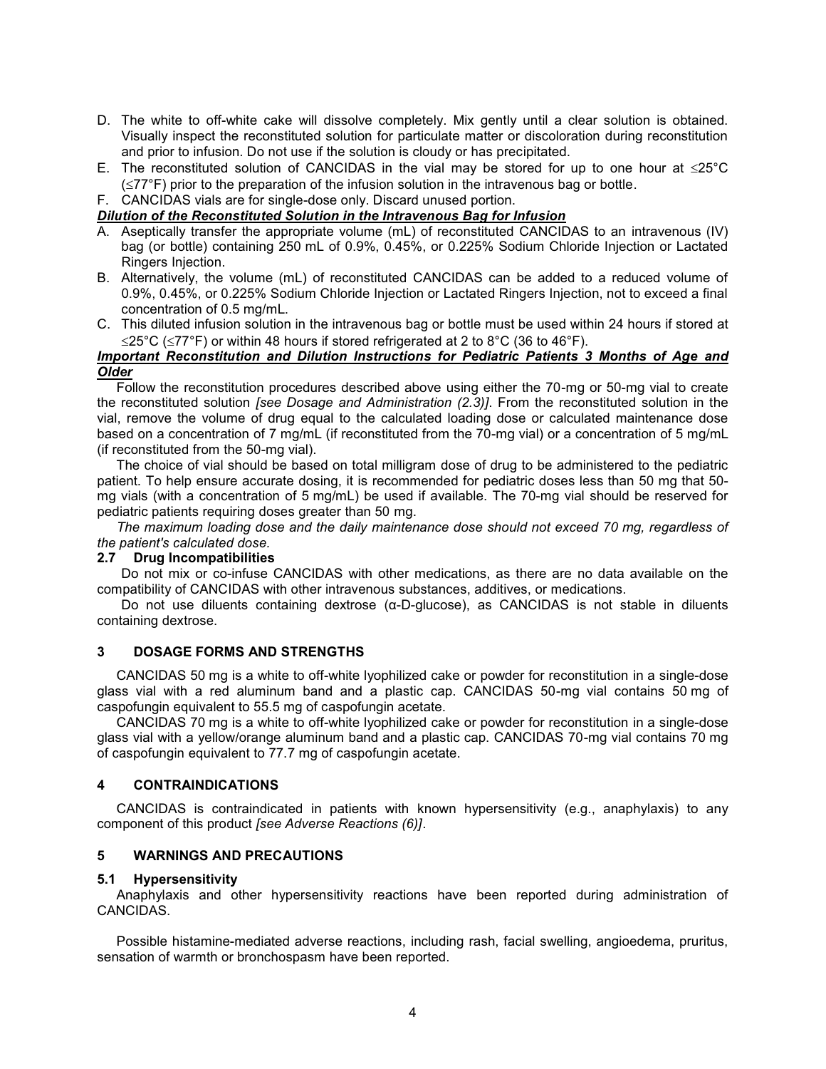D. The white to off-white cake will dissolve completely. Mix gently until a clear solution is obtained. Visually inspect the reconstituted solution for particulate matter or discoloration during reconstitution and prior to infusion. Do not use if the solution is cloudy or has precipitated.
E. The reconstituted solution of CANCIDAS in the vial may be stored for up to one hour at ≤25°C (≤77°F) prior to the preparation of the infusion solution in the intravenous bag or bottle.
F. CANCIDAS vials are for single-dose only. Discard unused portion.

***Dilution of the Reconstituted Solution in the Intravenous Bag for Infusion***

A. Aseptically transfer the appropriate volume (mL) of reconstituted CANCIDAS to an intravenous (IV) bag (or bottle) containing 250 mL of 0.9%, 0.45%, or 0.225% Sodium Chloride Injection or Lactated Ringers Injection.
B. Alternatively, the volume (mL) of reconstituted CANCIDAS can be added to a reduced volume of 0.9%, 0.45%, or 0.225% Sodium Chloride Injection or Lactated Ringers Injection, not to exceed a final concentration of 0.5 mg/mL.
C. This diluted infusion solution in the intravenous bag or bottle must be used within 24 hours if stored at ≤25°C (≤77°F) or within 48 hours if stored refrigerated at 2 to 8°C (36 to 46°F).

***Important Reconstitution and Dilution Instructions for Pediatric Patients 3 Months of Age and Older***

Follow the reconstitution procedures described above using either the 70-mg or 50-mg vial to create the reconstituted solution *[see Dosage and Administration (2.3)]*. From the reconstituted solution in the vial, remove the volume of drug equal to the calculated loading dose or calculated maintenance dose based on a concentration of 7 mg/mL (if reconstituted from the 70-mg vial) or a concentration of 5 mg/mL (if reconstituted from the 50-mg vial).

The choice of vial should be based on total milligram dose of drug to be administered to the pediatric patient. To help ensure accurate dosing, it is recommended for pediatric doses less than 50 mg that 50-mg vials (with a concentration of 5 mg/mL) be used if available. The 70-mg vial should be reserved for pediatric patients requiring doses greater than 50 mg.

*The maximum loading dose and the daily maintenance dose should not exceed 70 mg, regardless of the patient's calculated dose.*

### 2.7 Drug Incompatibilities

Do not mix or co-infuse CANCIDAS with other medications, as there are no data available on the compatibility of CANCIDAS with other intravenous substances, additives, or medications.

Do not use diluents containing dextrose (α-D-glucose), as CANCIDAS is not stable in diluents containing dextrose.

## 3 DOSAGE FORMS AND STRENGTHS

CANCIDAS 50 mg is a white to off-white lyophilized cake or powder for reconstitution in a single-dose glass vial with a red aluminum band and a plastic cap. CANCIDAS 50-mg vial contains 50 mg of caspofungin equivalent to 55.5 mg of caspofungin acetate.

CANCIDAS 70 mg is a white to off-white lyophilized cake or powder for reconstitution in a single-dose glass vial with a yellow/orange aluminum band and a plastic cap. CANCIDAS 70-mg vial contains 70 mg of caspofungin equivalent to 77.7 mg of caspofungin acetate.

## 4 CONTRAINDICATIONS

CANCIDAS is contraindicated in patients with known hypersensitivity (e.g., anaphylaxis) to any component of this product *[see Adverse Reactions (6)]*.

## 5 WARNINGS AND PRECAUTIONS

### 5.1 Hypersensitivity

Anaphylaxis and other hypersensitivity reactions have been reported during administration of CANCIDAS.

Possible histamine-mediated adverse reactions, including rash, facial swelling, angioedema, pruritus, sensation of warmth or bronchospasm have been reported.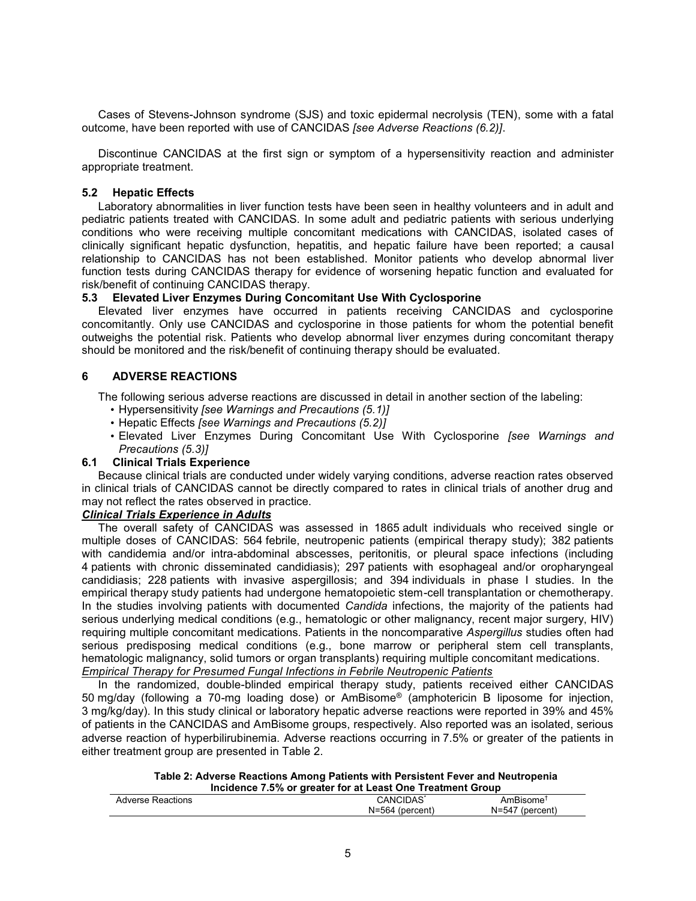Cases of Stevens-Johnson syndrome (SJS) and toxic epidermal necrolysis (TEN), some with a fatal outcome, have been reported with use of CANCIDAS *[see Adverse Reactions (6.2)]*.

Discontinue CANCIDAS at the first sign or symptom of a hypersensitivity reaction and administer appropriate treatment.

### 5.2 Hepatic Effects

Laboratory abnormalities in liver function tests have been seen in healthy volunteers and in adult and pediatric patients treated with CANCIDAS. In some adult and pediatric patients with serious underlying conditions who were receiving multiple concomitant medications with CANCIDAS, isolated cases of clinically significant hepatic dysfunction, hepatitis, and hepatic failure have been reported; a causal relationship to CANCIDAS has not been established. Monitor patients who develop abnormal liver function tests during CANCIDAS therapy for evidence of worsening hepatic function and evaluated for risk/benefit of continuing CANCIDAS therapy.

### 5.3 Elevated Liver Enzymes During Concomitant Use With Cyclosporine

Elevated liver enzymes have occurred in patients receiving CANCIDAS and cyclosporine concomitantly. Only use CANCIDAS and cyclosporine in those patients for whom the potential benefit outweighs the potential risk. Patients who develop abnormal liver enzymes during concomitant therapy should be monitored and the risk/benefit of continuing therapy should be evaluated.

## 6 ADVERSE REACTIONS

The following serious adverse reactions are discussed in detail in another section of the labeling:

- Hypersensitivity *[see Warnings and Precautions (5.1)]*
- Hepatic Effects *[see Warnings and Precautions (5.2)]*
- Elevated Liver Enzymes During Concomitant Use With Cyclosporine *[see Warnings and Precautions (5.3)]*

### 6.1 Clinical Trials Experience

Because clinical trials are conducted under widely varying conditions, adverse reaction rates observed in clinical trials of CANCIDAS cannot be directly compared to rates in clinical trials of another drug and may not reflect the rates observed in practice.

***Clinical Trials Experience in Adults***

The overall safety of CANCIDAS was assessed in 1865 adult individuals who received single or multiple doses of CANCIDAS: 564 febrile, neutropenic patients (empirical therapy study); 382 patients with candidemia and/or intra-abdominal abscesses, peritonitis, or pleural space infections (including 4 patients with chronic disseminated candidiasis); 297 patients with esophageal and/or oropharyngeal candidiasis; 228 patients with invasive aspergillosis; and 394 individuals in phase I studies. In the empirical therapy study patients had undergone hematopoietic stem-cell transplantation or chemotherapy. In the studies involving patients with documented *Candida* infections, the majority of the patients had serious underlying medical conditions (e.g., hematologic or other malignancy, recent major surgery, HIV) requiring multiple concomitant medications. Patients in the noncomparative *Aspergillus* studies often had serious predisposing medical conditions (e.g., bone marrow or peripheral stem cell transplants, hematologic malignancy, solid tumors or organ transplants) requiring multiple concomitant medications.

*Empirical Therapy for Presumed Fungal Infections in Febrile Neutropenic Patients*

In the randomized, double-blinded empirical therapy study, patients received either CANCIDAS 50 mg/day (following a 70-mg loading dose) or AmBisome® (amphotericin B liposome for injection, 3 mg/kg/day). In this study clinical or laboratory hepatic adverse reactions were reported in 39% and 45% of patients in the CANCIDAS and AmBisome groups, respectively. Also reported was an isolated, serious adverse reaction of hyperbilirubinemia. Adverse reactions occurring in 7.5% or greater of the patients in either treatment group are presented in Table 2.

**Table 2: Adverse Reactions Among Patients with Persistent Fever and Neutropenia Incidence 7.5% or greater for at Least One Treatment Group**

| Adverse Reactions | CANCIDAS* N=564 (percent) | AmBisome† N=547 (percent) |
|---|---|---|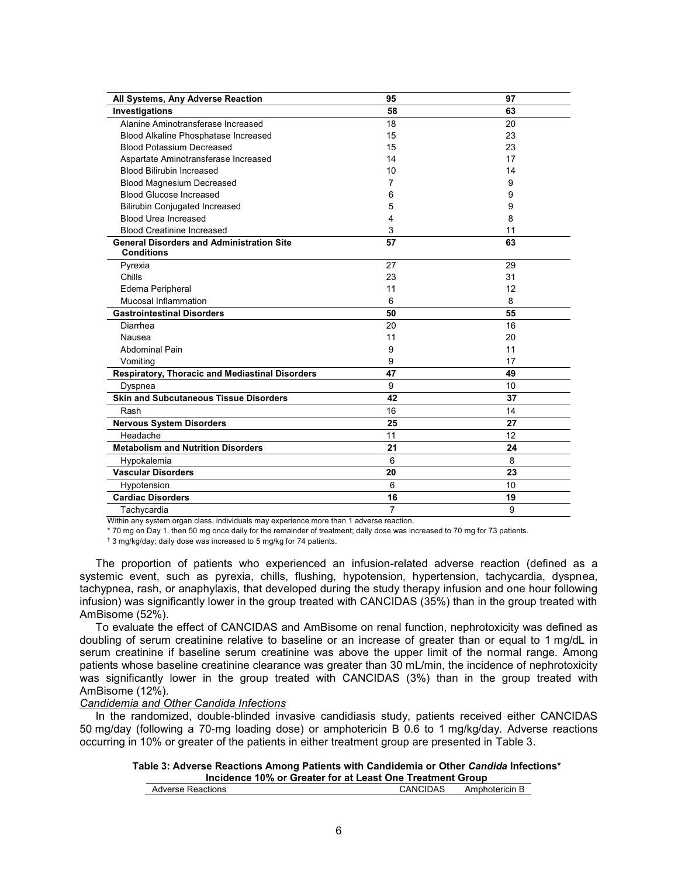| All Systems, Any Adverse Reaction | 95 | 97 |
|---|---|---|
| **Investigations** | **58** | **63** |
| Alanine Aminotransferase Increased | 18 | 20 |
| Blood Alkaline Phosphatase Increased | 15 | 23 |
| Blood Potassium Decreased | 15 | 23 |
| Aspartate Aminotransferase Increased | 14 | 17 |
| Blood Bilirubin Increased | 10 | 14 |
| Blood Magnesium Decreased | 7 | 9 |
| Blood Glucose Increased | 6 | 9 |
| Bilirubin Conjugated Increased | 5 | 9 |
| Blood Urea Increased | 4 | 8 |
| Blood Creatinine Increased | 3 | 11 |
| **General Disorders and Administration Site Conditions** | **57** | **63** |
| Pyrexia | 27 | 29 |
| Chills | 23 | 31 |
| Edema Peripheral | 11 | 12 |
| Mucosal Inflammation | 6 | 8 |
| **Gastrointestinal Disorders** | **50** | **55** |
| Diarrhea | 20 | 16 |
| Nausea | 11 | 20 |
| Abdominal Pain | 9 | 11 |
| Vomiting | 9 | 17 |
| **Respiratory, Thoracic and Mediastinal Disorders** | **47** | **49** |
| Dyspnea | 9 | 10 |
| **Skin and Subcutaneous Tissue Disorders** | **42** | **37** |
| Rash | 16 | 14 |
| **Nervous System Disorders** | **25** | **27** |
| Headache | 11 | 12 |
| **Metabolism and Nutrition Disorders** | **21** | **24** |
| Hypokalemia | 6 | 8 |
| **Vascular Disorders** | **20** | **23** |
| Hypotension | 6 | 10 |
| **Cardiac Disorders** | **16** | **19** |
| Tachycardia | 7 | 9 |

Within any system organ class, individuals may experience more than 1 adverse reaction.

* 70 mg on Day 1, then 50 mg once daily for the remainder of treatment; daily dose was increased to 70 mg for 73 patients.

† 3 mg/kg/day; daily dose was increased to 5 mg/kg for 74 patients.

The proportion of patients who experienced an infusion-related adverse reaction (defined as a systemic event, such as pyrexia, chills, flushing, hypotension, hypertension, tachycardia, dyspnea, tachypnea, rash, or anaphylaxis, that developed during the study therapy infusion and one hour following infusion) was significantly lower in the group treated with CANCIDAS (35%) than in the group treated with AmBisome (52%).

To evaluate the effect of CANCIDAS and AmBisome on renal function, nephrotoxicity was defined as doubling of serum creatinine relative to baseline or an increase of greater than or equal to 1 mg/dL in serum creatinine if baseline serum creatinine was above the upper limit of the normal range. Among patients whose baseline creatinine clearance was greater than 30 mL/min, the incidence of nephrotoxicity was significantly lower in the group treated with CANCIDAS (3%) than in the group treated with AmBisome (12%).

*Candidemia and Other Candida Infections*

In the randomized, double-blinded invasive candidiasis study, patients received either CANCIDAS 50 mg/day (following a 70-mg loading dose) or amphotericin B 0.6 to 1 mg/kg/day. Adverse reactions occurring in 10% or greater of the patients in either treatment group are presented in Table 3.

**Table 3: Adverse Reactions Among Patients with Candidemia or Other *Candida* Infections\* Incidence 10% or Greater for at Least One Treatment Group**

| Adverse Reactions | CANCIDAS | Amphotericin B |
|---|---|---|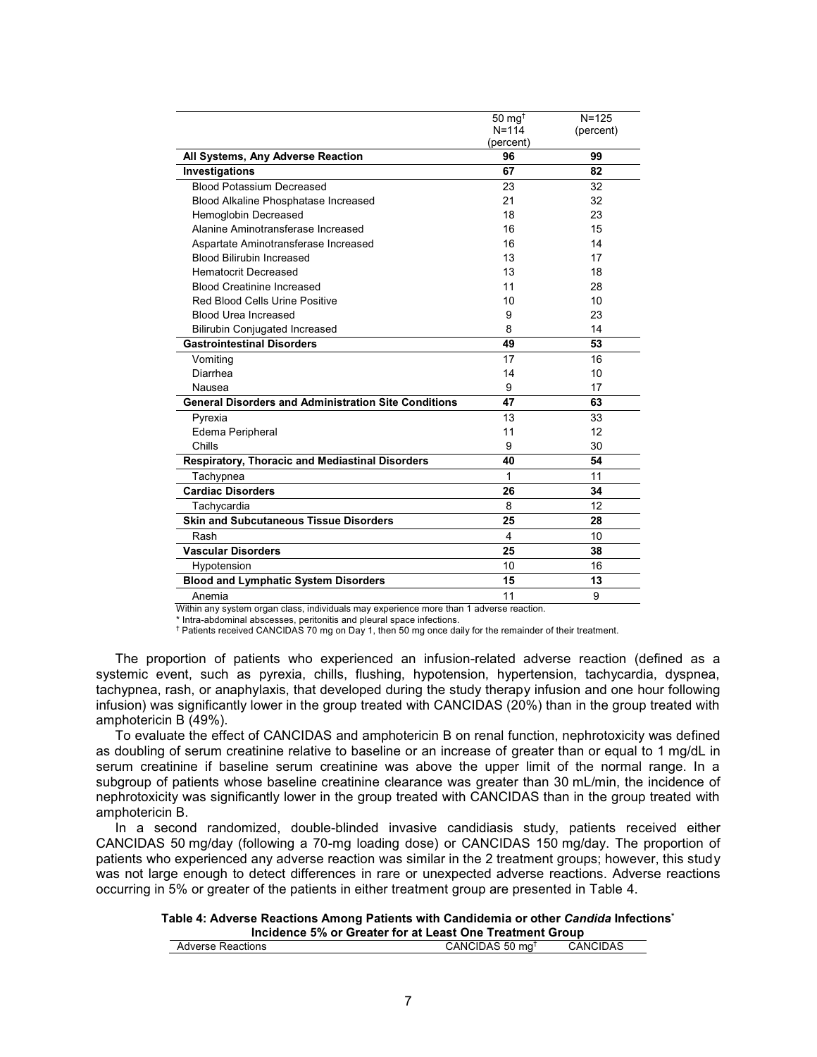|  | 50 mg† N=114 (percent) | N=125 (percent) |
|---|---|---|
| **All Systems, Any Adverse Reaction** | **96** | **99** |
| **Investigations** | **67** | **82** |
| Blood Potassium Decreased | 23 | 32 |
| Blood Alkaline Phosphatase Increased | 21 | 32 |
| Hemoglobin Decreased | 18 | 23 |
| Alanine Aminotransferase Increased | 16 | 15 |
| Aspartate Aminotransferase Increased | 16 | 14 |
| Blood Bilirubin Increased | 13 | 17 |
| Hematocrit Decreased | 13 | 18 |
| Blood Creatinine Increased | 11 | 28 |
| Red Blood Cells Urine Positive | 10 | 10 |
| Blood Urea Increased | 9 | 23 |
| Bilirubin Conjugated Increased | 8 | 14 |
| **Gastrointestinal Disorders** | **49** | **53** |
| Vomiting | 17 | 16 |
| Diarrhea | 14 | 10 |
| Nausea | 9 | 17 |
| **General Disorders and Administration Site Conditions** | **47** | **63** |
| Pyrexia | 13 | 33 |
| Edema Peripheral | 11 | 12 |
| Chills | 9 | 30 |
| **Respiratory, Thoracic and Mediastinal Disorders** | **40** | **54** |
| Tachypnea | 1 | 11 |
| **Cardiac Disorders** | **26** | **34** |
| Tachycardia | 8 | 12 |
| **Skin and Subcutaneous Tissue Disorders** | **25** | **28** |
| Rash | 4 | 10 |
| **Vascular Disorders** | **25** | **38** |
| Hypotension | 10 | 16 |
| **Blood and Lymphatic System Disorders** | **15** | **13** |
| Anemia | 11 | 9 |

Within any system organ class, individuals may experience more than 1 adverse reaction.

* Intra-abdominal abscesses, peritonitis and pleural space infections.

† Patients received CANCIDAS 70 mg on Day 1, then 50 mg once daily for the remainder of their treatment.

The proportion of patients who experienced an infusion-related adverse reaction (defined as a systemic event, such as pyrexia, chills, flushing, hypotension, hypertension, tachycardia, dyspnea, tachypnea, rash, or anaphylaxis, that developed during the study therapy infusion and one hour following infusion) was significantly lower in the group treated with CANCIDAS (20%) than in the group treated with amphotericin B (49%).

To evaluate the effect of CANCIDAS and amphotericin B on renal function, nephrotoxicity was defined as doubling of serum creatinine relative to baseline or an increase of greater than or equal to 1 mg/dL in serum creatinine if baseline serum creatinine was above the upper limit of the normal range. In a subgroup of patients whose baseline creatinine clearance was greater than 30 mL/min, the incidence of nephrotoxicity was significantly lower in the group treated with CANCIDAS than in the group treated with amphotericin B.

In a second randomized, double-blinded invasive candidiasis study, patients received either CANCIDAS 50 mg/day (following a 70-mg loading dose) or CANCIDAS 150 mg/day. The proportion of patients who experienced any adverse reaction was similar in the 2 treatment groups; however, this study was not large enough to detect differences in rare or unexpected adverse reactions. Adverse reactions occurring in 5% or greater of the patients in either treatment group are presented in Table 4.

**Table 4: Adverse Reactions Among Patients with Candidemia or other *Candida* Infections* Incidence 5% or Greater for at Least One Treatment Group**

| Adverse Reactions | CANCIDAS 50 mg† | CANCIDAS |
|---|---|---|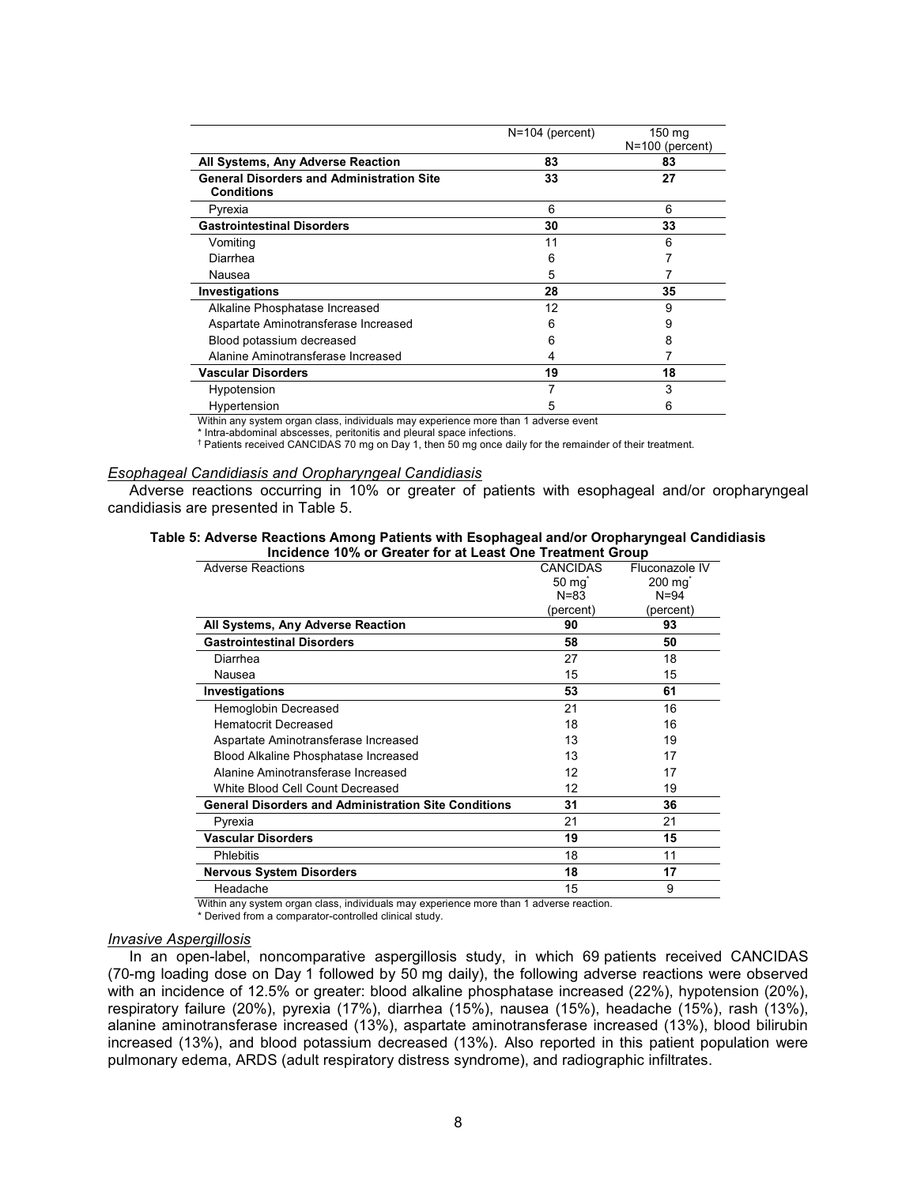| | N=104 (percent) | 150 mg N=100 (percent) |
|---|---|---|
| **All Systems, Any Adverse Reaction** | **83** | **83** |
| **General Disorders and Administration Site Conditions** | **33** | **27** |
| Pyrexia | 6 | 6 |
| **Gastrointestinal Disorders** | **30** | **33** |
| Vomiting | 11 | 6 |
| Diarrhea | 6 | 7 |
| Nausea | 5 | 7 |
| **Investigations** | **28** | **35** |
| Alkaline Phosphatase Increased | 12 | 9 |
| Aspartate Aminotransferase Increased | 6 | 9 |
| Blood potassium decreased | 6 | 8 |
| Alanine Aminotransferase Increased | 4 | 7 |
| **Vascular Disorders** | **19** | **18** |
| Hypotension | 7 | 3 |
| Hypertension | 5 | 6 |

Within any system organ class, individuals may experience more than 1 adverse event

* Intra-abdominal abscesses, peritonitis and pleural space infections.

† Patients received CANCIDAS 70 mg on Day 1, then 50 mg once daily for the remainder of their treatment.

*Esophageal Candidiasis and Oropharyngeal Candidiasis*

Adverse reactions occurring in 10% or greater of patients with esophageal and/or oropharyngeal candidiasis are presented in Table 5.

**Table 5: Adverse Reactions Among Patients with Esophageal and/or Oropharyngeal Candidiasis Incidence 10% or Greater for at Least One Treatment Group**

| Adverse Reactions | CANCIDAS 50 mg* N=83 (percent) | Fluconazole IV 200 mg* N=94 (percent) |
|---|---|---|
| **All Systems, Any Adverse Reaction** | **90** | **93** |
| **Gastrointestinal Disorders** | **58** | **50** |
| Diarrhea | 27 | 18 |
| Nausea | 15 | 15 |
| **Investigations** | **53** | **61** |
| Hemoglobin Decreased | 21 | 16 |
| Hematocrit Decreased | 18 | 16 |
| Aspartate Aminotransferase Increased | 13 | 19 |
| Blood Alkaline Phosphatase Increased | 13 | 17 |
| Alanine Aminotransferase Increased | 12 | 17 |
| White Blood Cell Count Decreased | 12 | 19 |
| **General Disorders and Administration Site Conditions** | **31** | **36** |
| Pyrexia | 21 | 21 |
| **Vascular Disorders** | **19** | **15** |
| Phlebitis | 18 | 11 |
| **Nervous System Disorders** | **18** | **17** |
| Headache | 15 | 9 |

Within any system organ class, individuals may experience more than 1 adverse reaction.

* Derived from a comparator-controlled clinical study.

*Invasive Aspergillosis*

In an open-label, noncomparative aspergillosis study, in which 69 patients received CANCIDAS (70-mg loading dose on Day 1 followed by 50 mg daily), the following adverse reactions were observed with an incidence of 12.5% or greater: blood alkaline phosphatase increased (22%), hypotension (20%), respiratory failure (20%), pyrexia (17%), diarrhea (15%), nausea (15%), headache (15%), rash (13%), alanine aminotransferase increased (13%), aspartate aminotransferase increased (13%), blood bilirubin increased (13%), and blood potassium decreased (13%). Also reported in this patient population were pulmonary edema, ARDS (adult respiratory distress syndrome), and radiographic infiltrates.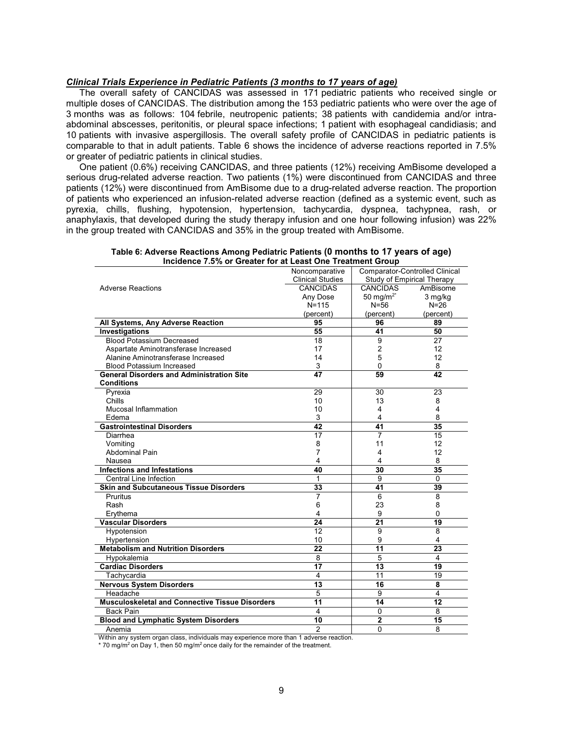### ***Clinical Trials Experience in Pediatric Patients (3 months to 17 years of age)***

The overall safety of CANCIDAS was assessed in 171 pediatric patients who received single or multiple doses of CANCIDAS. The distribution among the 153 pediatric patients who were over the age of 3 months was as follows: 104 febrile, neutropenic patients; 38 patients with candidemia and/or intra-abdominal abscesses, peritonitis, or pleural space infections; 1 patient with esophageal candidiasis; and 10 patients with invasive aspergillosis. The overall safety profile of CANCIDAS in pediatric patients is comparable to that in adult patients. Table 6 shows the incidence of adverse reactions reported in 7.5% or greater of pediatric patients in clinical studies.

One patient (0.6%) receiving CANCIDAS, and three patients (12%) receiving AmBisome developed a serious drug-related adverse reaction. Two patients (1%) were discontinued from CANCIDAS and three patients (12%) were discontinued from AmBisome due to a drug-related adverse reaction. The proportion of patients who experienced an infusion-related adverse reaction (defined as a systemic event, such as pyrexia, chills, flushing, hypotension, hypertension, tachycardia, dyspnea, tachypnea, rash, or anaphylaxis, that developed during the study therapy infusion and one hour following infusion) was 22% in the group treated with CANCIDAS and 35% in the group treated with AmBisome.

**Table 6: Adverse Reactions Among Pediatric Patients (0 months to 17 years of age) Incidence 7.5% or Greater for at Least One Treatment Group**

| Adverse Reactions | Noncomparative Clinical Studies | Comparator-Controlled Clinical Study of Empirical Therapy | |
|---|---|---|---|
| | CANCIDAS Any Dose N=115 (percent) | CANCIDAS 50 mg/m$^{2*}$ N=56 (percent) | AmBisome 3 mg/kg N=26 (percent) |
| **All Systems, Any Adverse Reaction** | **95** | **96** | **89** |
| **Investigations** | **55** | **41** | **50** |
| Blood Potassium Decreased | 18 | 9 | 27 |
| Aspartate Aminotransferase Increased | 17 | 2 | 12 |
| Alanine Aminotransferase Increased | 14 | 5 | 12 |
| Blood Potassium Increased | 3 | 0 | 8 |
| **General Disorders and Administration Site Conditions** | **47** | **59** | **42** |
| Pyrexia | 29 | 30 | 23 |
| Chills | 10 | 13 | 8 |
| Mucosal Inflammation | 10 | 4 | 4 |
| Edema | 3 | 4 | 8 |
| **Gastrointestinal Disorders** | **42** | **41** | **35** |
| Diarrhea | 17 | 7 | 15 |
| Vomiting | 8 | 11 | 12 |
| Abdominal Pain | 7 | 4 | 12 |
| Nausea | 4 | 4 | 8 |
| **Infections and Infestations** | **40** | **30** | **35** |
| Central Line Infection | 1 | 9 | 0 |
| **Skin and Subcutaneous Tissue Disorders** | **33** | **41** | **39** |
| Pruritus | 7 | 6 | 8 |
| Rash | 6 | 23 | 8 |
| Erythema | 4 | 9 | 0 |
| **Vascular Disorders** | **24** | **21** | **19** |
| Hypotension | 12 | 9 | 8 |
| Hypertension | 10 | 9 | 4 |
| **Metabolism and Nutrition Disorders** | **22** | **11** | **23** |
| Hypokalemia | 8 | 5 | 4 |
| **Cardiac Disorders** | **17** | **13** | **19** |
| Tachycardia | 4 | 11 | 19 |
| **Nervous System Disorders** | **13** | **16** | **8** |
| Headache | 5 | 9 | 4 |
| **Musculoskeletal and Connective Tissue Disorders** | **11** | **14** | **12** |
| Back Pain | 4 | 0 | 8 |
| **Blood and Lymphatic System Disorders** | **10** | **2** | **15** |
| Anemia | 2 | 0 | 8 |

Within any system organ class, individuals may experience more than 1 adverse reaction.

\* 70 mg/m$^2$ on Day 1, then 50 mg/m$^2$ once daily for the remainder of the treatment.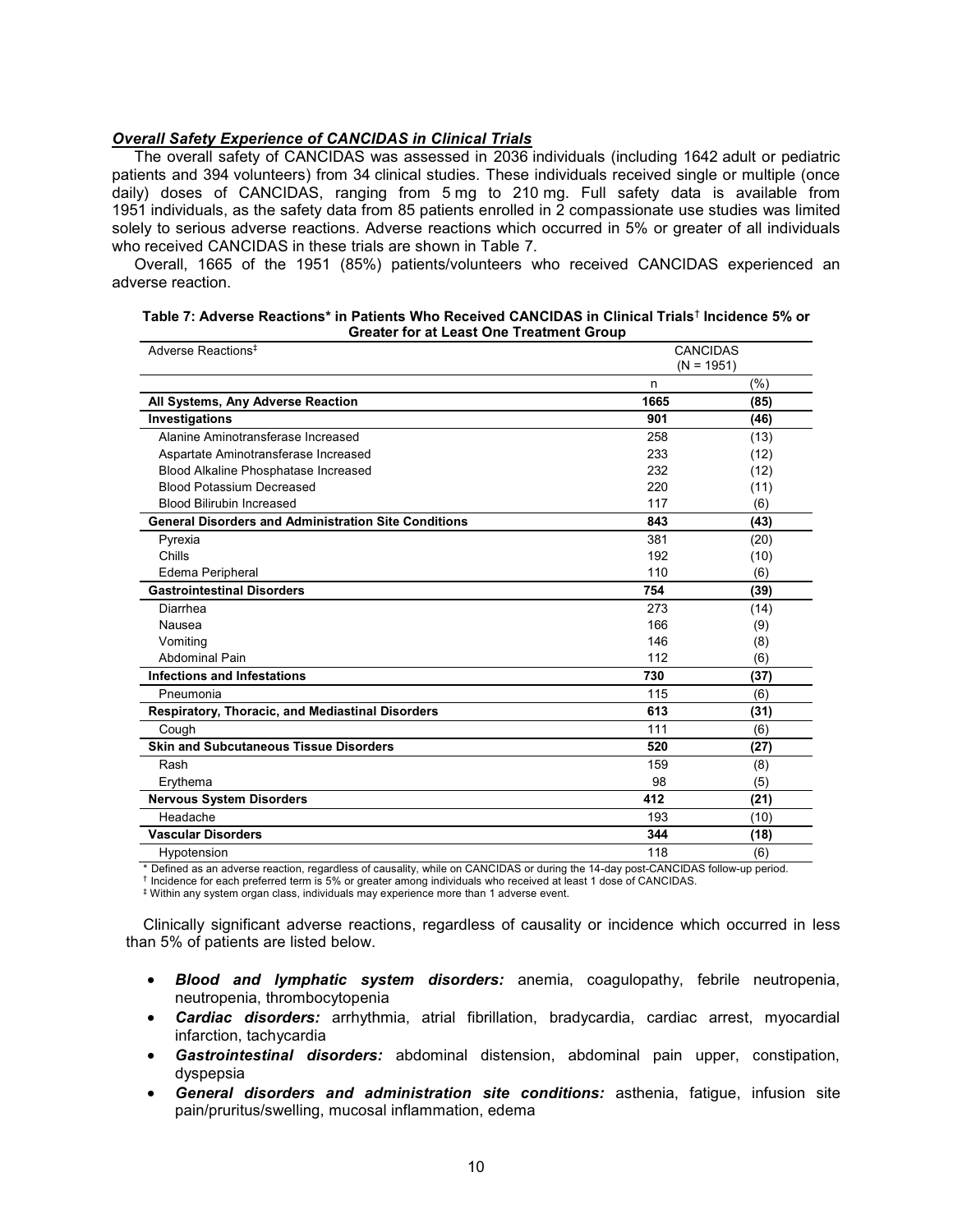### *Overall Safety Experience of CANCIDAS in Clinical Trials*

The overall safety of CANCIDAS was assessed in 2036 individuals (including 1642 adult or pediatric patients and 394 volunteers) from 34 clinical studies. These individuals received single or multiple (once daily) doses of CANCIDAS, ranging from 5 mg to 210 mg. Full safety data is available from 1951 individuals, as the safety data from 85 patients enrolled in 2 compassionate use studies was limited solely to serious adverse reactions. Adverse reactions which occurred in 5% or greater of all individuals who received CANCIDAS in these trials are shown in Table 7.

Overall, 1665 of the 1951 (85%) patients/volunteers who received CANCIDAS experienced an adverse reaction.

**Table 7: Adverse Reactions* in Patients Who Received CANCIDAS in Clinical Trials† Incidence 5% or Greater for at Least One Treatment Group**

| Adverse Reactions‡ | CANCIDAS (N = 1951) | |
|---|---|---|
| | n | (%) |
| **All Systems, Any Adverse Reaction** | **1665** | **(85)** |
| **Investigations** | **901** | **(46)** |
| Alanine Aminotransferase Increased | 258 | (13) |
| Aspartate Aminotransferase Increased | 233 | (12) |
| Blood Alkaline Phosphatase Increased | 232 | (12) |
| Blood Potassium Decreased | 220 | (11) |
| Blood Bilirubin Increased | 117 | (6) |
| **General Disorders and Administration Site Conditions** | **843** | **(43)** |
| Pyrexia | 381 | (20) |
| Chills | 192 | (10) |
| Edema Peripheral | 110 | (6) |
| **Gastrointestinal Disorders** | **754** | **(39)** |
| Diarrhea | 273 | (14) |
| Nausea | 166 | (9) |
| Vomiting | 146 | (8) |
| Abdominal Pain | 112 | (6) |
| **Infections and Infestations** | **730** | **(37)** |
| Pneumonia | 115 | (6) |
| **Respiratory, Thoracic, and Mediastinal Disorders** | **613** | **(31)** |
| Cough | 111 | (6) |
| **Skin and Subcutaneous Tissue Disorders** | **520** | **(27)** |
| Rash | 159 | (8) |
| Erythema | 98 | (5) |
| **Nervous System Disorders** | **412** | **(21)** |
| Headache | 193 | (10) |
| **Vascular Disorders** | **344** | **(18)** |
| Hypotension | 118 | (6) |

\* Defined as an adverse reaction, regardless of causality, while on CANCIDAS or during the 14-day post-CANCIDAS follow-up period.

† Incidence for each preferred term is 5% or greater among individuals who received at least 1 dose of CANCIDAS.

‡ Within any system organ class, individuals may experience more than 1 adverse event.

Clinically significant adverse reactions, regardless of causality or incidence which occurred in less than 5% of patients are listed below.

- ***Blood and lymphatic system disorders:*** anemia, coagulopathy, febrile neutropenia, neutropenia, thrombocytopenia
- ***Cardiac disorders:*** arrhythmia, atrial fibrillation, bradycardia, cardiac arrest, myocardial infarction, tachycardia
- ***Gastrointestinal disorders:*** abdominal distension, abdominal pain upper, constipation, dyspepsia
- ***General disorders and administration site conditions:*** asthenia, fatigue, infusion site pain/pruritus/swelling, mucosal inflammation, edema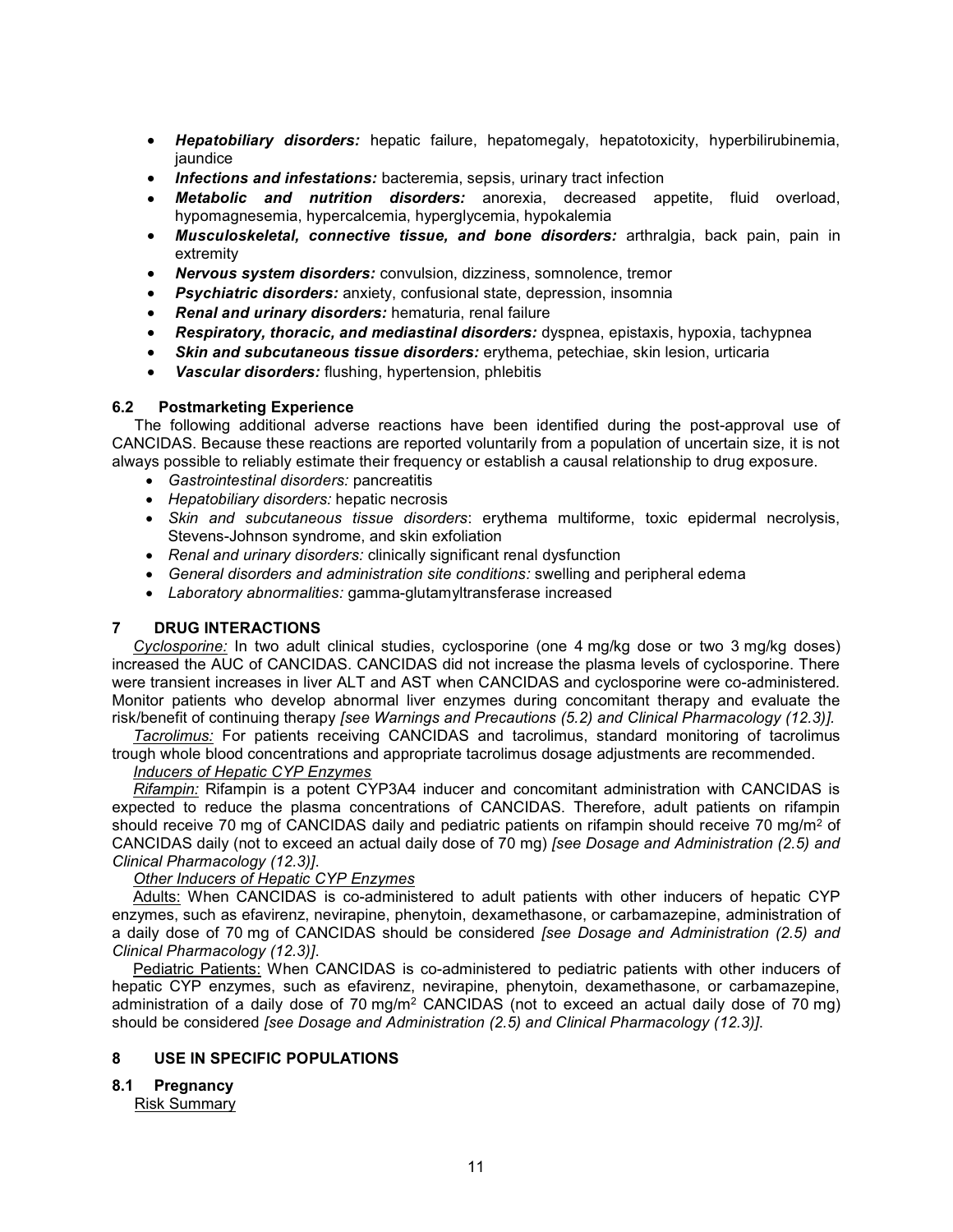- ***Hepatobiliary disorders:*** hepatic failure, hepatomegaly, hepatotoxicity, hyperbilirubinemia, jaundice
- ***Infections and infestations:*** bacteremia, sepsis, urinary tract infection
- ***Metabolic and nutrition disorders:*** anorexia, decreased appetite, fluid overload, hypomagnesemia, hypercalcemia, hyperglycemia, hypokalemia
- ***Musculoskeletal, connective tissue, and bone disorders:*** arthralgia, back pain, pain in extremity
- ***Nervous system disorders:*** convulsion, dizziness, somnolence, tremor
- ***Psychiatric disorders:*** anxiety, confusional state, depression, insomnia
- ***Renal and urinary disorders:*** hematuria, renal failure
- ***Respiratory, thoracic, and mediastinal disorders:*** dyspnea, epistaxis, hypoxia, tachypnea
- ***Skin and subcutaneous tissue disorders:*** erythema, petechiae, skin lesion, urticaria
- ***Vascular disorders:*** flushing, hypertension, phlebitis

### 6.2 Postmarketing Experience

The following additional adverse reactions have been identified during the post-approval use of CANCIDAS. Because these reactions are reported voluntarily from a population of uncertain size, it is not always possible to reliably estimate their frequency or establish a causal relationship to drug exposure.

- *Gastrointestinal disorders:* pancreatitis
- *Hepatobiliary disorders:* hepatic necrosis
- *Skin and subcutaneous tissue disorders*: erythema multiforme, toxic epidermal necrolysis, Stevens-Johnson syndrome, and skin exfoliation
- *Renal and urinary disorders:* clinically significant renal dysfunction
- *General disorders and administration site conditions:* swelling and peripheral edema
- *Laboratory abnormalities:* gamma-glutamyltransferase increased

## 7 DRUG INTERACTIONS

*Cyclosporine:* In two adult clinical studies, cyclosporine (one 4 mg/kg dose or two 3 mg/kg doses) increased the AUC of CANCIDAS. CANCIDAS did not increase the plasma levels of cyclosporine. There were transient increases in liver ALT and AST when CANCIDAS and cyclosporine were co-administered. Monitor patients who develop abnormal liver enzymes during concomitant therapy and evaluate the risk/benefit of continuing therapy *[see Warnings and Precautions (5.2) and Clinical Pharmacology (12.3)]*.

*Tacrolimus:* For patients receiving CANCIDAS and tacrolimus, standard monitoring of tacrolimus trough whole blood concentrations and appropriate tacrolimus dosage adjustments are recommended.

*Inducers of Hepatic CYP Enzymes*

*Rifampin:* Rifampin is a potent CYP3A4 inducer and concomitant administration with CANCIDAS is expected to reduce the plasma concentrations of CANCIDAS. Therefore, adult patients on rifampin should receive 70 mg of CANCIDAS daily and pediatric patients on rifampin should receive 70 mg/m$^2$ of CANCIDAS daily (not to exceed an actual daily dose of 70 mg) *[see Dosage and Administration (2.5) and Clinical Pharmacology (12.3)]*.

*Other Inducers of Hepatic CYP Enzymes*

Adults: When CANCIDAS is co-administered to adult patients with other inducers of hepatic CYP enzymes, such as efavirenz, nevirapine, phenytoin, dexamethasone, or carbamazepine, administration of a daily dose of 70 mg of CANCIDAS should be considered *[see Dosage and Administration (2.5) and Clinical Pharmacology (12.3)]*.

Pediatric Patients: When CANCIDAS is co-administered to pediatric patients with other inducers of hepatic CYP enzymes, such as efavirenz, nevirapine, phenytoin, dexamethasone, or carbamazepine, administration of a daily dose of 70 mg/m$^2$ CANCIDAS (not to exceed an actual daily dose of 70 mg) should be considered *[see Dosage and Administration (2.5) and Clinical Pharmacology (12.3)]*.

## 8 USE IN SPECIFIC POPULATIONS

### 8.1 Pregnancy

Risk Summary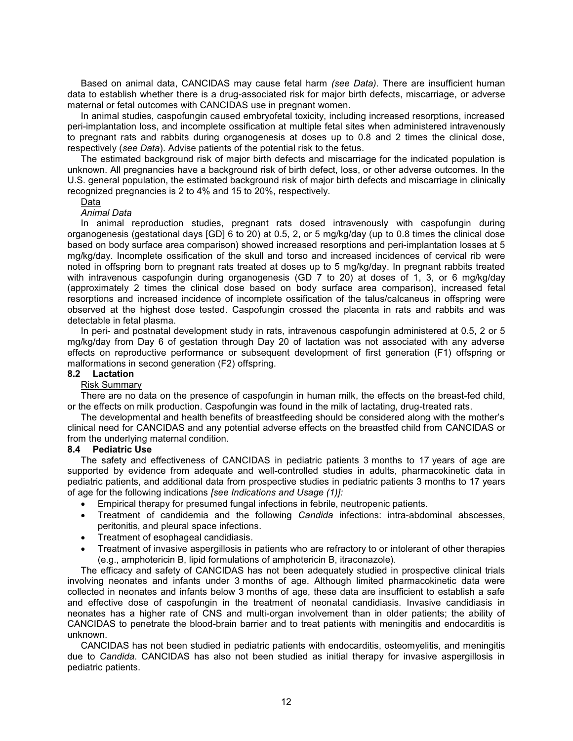Based on animal data, CANCIDAS may cause fetal harm *(see Data)*. There are insufficient human data to establish whether there is a drug-associated risk for major birth defects, miscarriage, or adverse maternal or fetal outcomes with CANCIDAS use in pregnant women.

In animal studies, caspofungin caused embryofetal toxicity, including increased resorptions, increased peri-implantation loss, and incomplete ossification at multiple fetal sites when administered intravenously to pregnant rats and rabbits during organogenesis at doses up to 0.8 and 2 times the clinical dose, respectively (*see Data*). Advise patients of the potential risk to the fetus.

The estimated background risk of major birth defects and miscarriage for the indicated population is unknown. All pregnancies have a background risk of birth defect, loss, or other adverse outcomes. In the U.S. general population, the estimated background risk of major birth defects and miscarriage in clinically recognized pregnancies is 2 to 4% and 15 to 20%, respectively.

Data

*Animal Data*

In animal reproduction studies, pregnant rats dosed intravenously with caspofungin during organogenesis (gestational days [GD] 6 to 20) at 0.5, 2, or 5 mg/kg/day (up to 0.8 times the clinical dose based on body surface area comparison) showed increased resorptions and peri-implantation losses at 5 mg/kg/day. Incomplete ossification of the skull and torso and increased incidences of cervical rib were noted in offspring born to pregnant rats treated at doses up to 5 mg/kg/day. In pregnant rabbits treated with intravenous caspofungin during organogenesis (GD 7 to 20) at doses of 1, 3, or 6 mg/kg/day (approximately 2 times the clinical dose based on body surface area comparison), increased fetal resorptions and increased incidence of incomplete ossification of the talus/calcaneus in offspring were observed at the highest dose tested. Caspofungin crossed the placenta in rats and rabbits and was detectable in fetal plasma.

In peri- and postnatal development study in rats, intravenous caspofungin administered at 0.5, 2 or 5 mg/kg/day from Day 6 of gestation through Day 20 of lactation was not associated with any adverse effects on reproductive performance or subsequent development of first generation (F1) offspring or malformations in second generation (F2) offspring.

### 8.2 Lactation

Risk Summary

There are no data on the presence of caspofungin in human milk, the effects on the breast-fed child, or the effects on milk production. Caspofungin was found in the milk of lactating, drug-treated rats.

The developmental and health benefits of breastfeeding should be considered along with the mother's clinical need for CANCIDAS and any potential adverse effects on the breastfed child from CANCIDAS or from the underlying maternal condition.

### 8.4 Pediatric Use

The safety and effectiveness of CANCIDAS in pediatric patients 3 months to 17 years of age are supported by evidence from adequate and well-controlled studies in adults, pharmacokinetic data in pediatric patients, and additional data from prospective studies in pediatric patients 3 months to 17 years of age for the following indications *[see Indications and Usage (1)]:*

- Empirical therapy for presumed fungal infections in febrile, neutropenic patients.
- Treatment of candidemia and the following *Candida* infections: intra-abdominal abscesses, peritonitis, and pleural space infections.
- Treatment of esophageal candidiasis.
- Treatment of invasive aspergillosis in patients who are refractory to or intolerant of other therapies (e.g., amphotericin B, lipid formulations of amphotericin B, itraconazole).

The efficacy and safety of CANCIDAS has not been adequately studied in prospective clinical trials involving neonates and infants under 3 months of age. Although limited pharmacokinetic data were collected in neonates and infants below 3 months of age, these data are insufficient to establish a safe and effective dose of caspofungin in the treatment of neonatal candidiasis. Invasive candidiasis in neonates has a higher rate of CNS and multi-organ involvement than in older patients; the ability of CANCIDAS to penetrate the blood-brain barrier and to treat patients with meningitis and endocarditis is unknown.

CANCIDAS has not been studied in pediatric patients with endocarditis, osteomyelitis, and meningitis due to *Candida*. CANCIDAS has also not been studied as initial therapy for invasive aspergillosis in pediatric patients.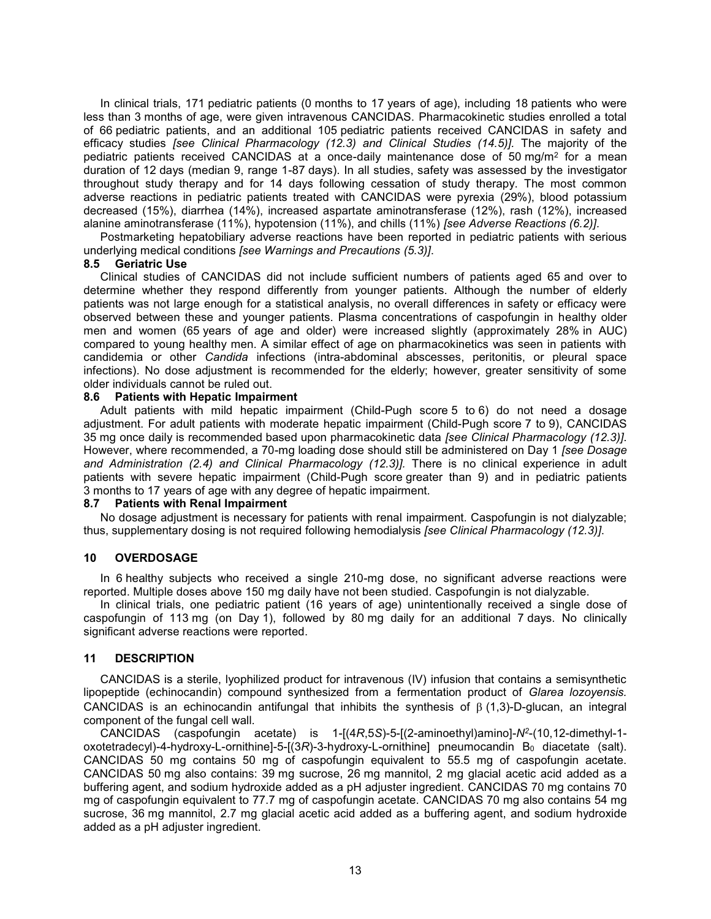In clinical trials, 171 pediatric patients (0 months to 17 years of age), including 18 patients who were less than 3 months of age, were given intravenous CANCIDAS. Pharmacokinetic studies enrolled a total of 66 pediatric patients, and an additional 105 pediatric patients received CANCIDAS in safety and efficacy studies *[see Clinical Pharmacology (12.3) and Clinical Studies (14.5)]*. The majority of the pediatric patients received CANCIDAS at a once-daily maintenance dose of 50 mg/m$^2$ for a mean duration of 12 days (median 9, range 1-87 days). In all studies, safety was assessed by the investigator throughout study therapy and for 14 days following cessation of study therapy. The most common adverse reactions in pediatric patients treated with CANCIDAS were pyrexia (29%), blood potassium decreased (15%), diarrhea (14%), increased aspartate aminotransferase (12%), rash (12%), increased alanine aminotransferase (11%), hypotension (11%), and chills (11%) *[see Adverse Reactions (6.2)]*.

Postmarketing hepatobiliary adverse reactions have been reported in pediatric patients with serious underlying medical conditions *[see Warnings and Precautions (5.3)]*.

### 8.5 Geriatric Use

Clinical studies of CANCIDAS did not include sufficient numbers of patients aged 65 and over to determine whether they respond differently from younger patients. Although the number of elderly patients was not large enough for a statistical analysis, no overall differences in safety or efficacy were observed between these and younger patients. Plasma concentrations of caspofungin in healthy older men and women (65 years of age and older) were increased slightly (approximately 28% in AUC) compared to young healthy men. A similar effect of age on pharmacokinetics was seen in patients with candidemia or other *Candida* infections (intra-abdominal abscesses, peritonitis, or pleural space infections). No dose adjustment is recommended for the elderly; however, greater sensitivity of some older individuals cannot be ruled out.

### 8.6 Patients with Hepatic Impairment

Adult patients with mild hepatic impairment (Child-Pugh score 5 to 6) do not need a dosage adjustment. For adult patients with moderate hepatic impairment (Child-Pugh score 7 to 9), CANCIDAS 35 mg once daily is recommended based upon pharmacokinetic data *[see Clinical Pharmacology (12.3)]*. However, where recommended, a 70-mg loading dose should still be administered on Day 1 *[see Dosage and Administration (2.4) and Clinical Pharmacology (12.3)]*. There is no clinical experience in adult patients with severe hepatic impairment (Child-Pugh score greater than 9) and in pediatric patients 3 months to 17 years of age with any degree of hepatic impairment.

### 8.7 Patients with Renal Impairment

No dosage adjustment is necessary for patients with renal impairment. Caspofungin is not dialyzable; thus, supplementary dosing is not required following hemodialysis *[see Clinical Pharmacology (12.3)]*.

## 10 OVERDOSAGE

In 6 healthy subjects who received a single 210-mg dose, no significant adverse reactions were reported. Multiple doses above 150 mg daily have not been studied. Caspofungin is not dialyzable.

In clinical trials, one pediatric patient (16 years of age) unintentionally received a single dose of caspofungin of 113 mg (on Day 1), followed by 80 mg daily for an additional 7 days. No clinically significant adverse reactions were reported.

## 11 DESCRIPTION

CANCIDAS is a sterile, lyophilized product for intravenous (IV) infusion that contains a semisynthetic lipopeptide (echinocandin) compound synthesized from a fermentation product of *Glarea lozoyensis*. CANCIDAS is an echinocandin antifungal that inhibits the synthesis of $\beta$ (1,3)-D-glucan, an integral component of the fungal cell wall.

CANCIDAS (caspofungin acetate) is 1-[(4*R*,5*S*)-5-[(2-aminoethyl)amino]-$N^2$-(10,12-dimethyl-1-oxotetradecyl)-4-hydroxy-L-ornithine]-5-[(3*R*)-3-hydroxy-L-ornithine] pneumocandin $B_0$ diacetate (salt). CANCIDAS 50 mg contains 50 mg of caspofungin equivalent to 55.5 mg of caspofungin acetate. CANCIDAS 50 mg also contains: 39 mg sucrose, 26 mg mannitol, 2 mg glacial acetic acid added as a buffering agent, and sodium hydroxide added as a pH adjuster ingredient. CANCIDAS 70 mg contains 70 mg of caspofungin equivalent to 77.7 mg of caspofungin acetate. CANCIDAS 70 mg also contains 54 mg sucrose, 36 mg mannitol, 2.7 mg glacial acetic acid added as a buffering agent, and sodium hydroxide added as a pH adjuster ingredient.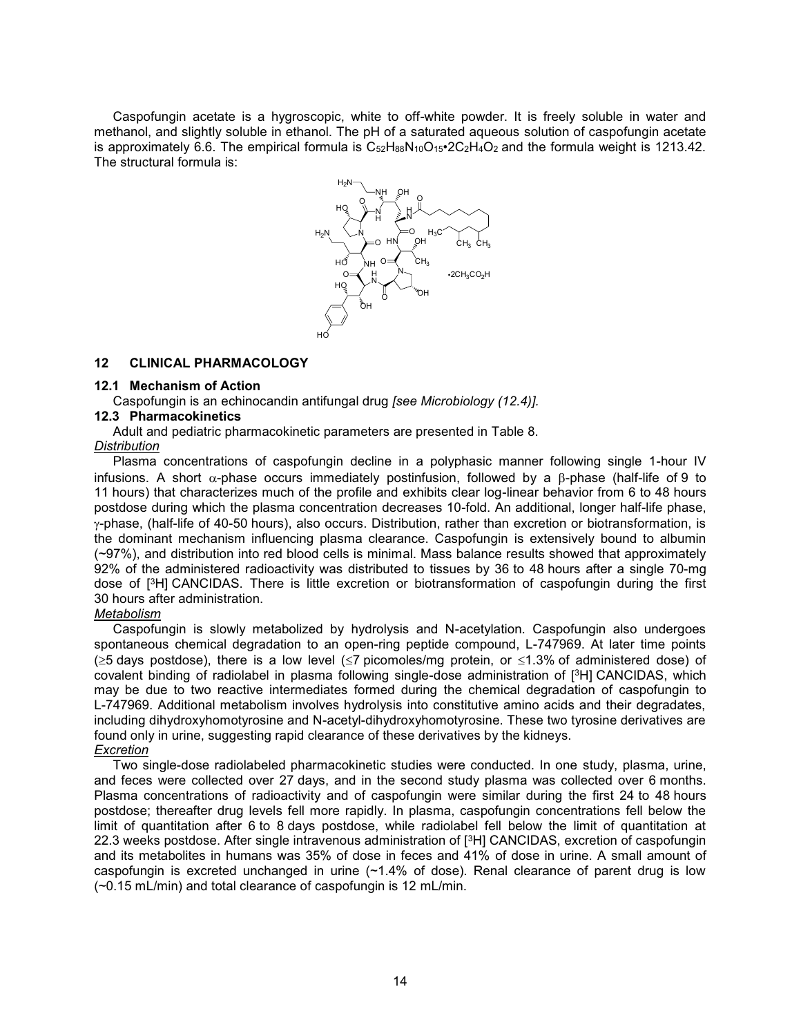Caspofungin acetate is a hygroscopic, white to off-white powder. It is freely soluble in water and methanol, and slightly soluble in ethanol. The pH of a saturated aqueous solution of caspofungin acetate is approximately 6.6. The empirical formula is $C_{52}H_{88}N_{10}O_{15}•2C_2H_4O_2$ and the formula weight is 1213.42. The structural formula is:

## 12 CLINICAL PHARMACOLOGY

### 12.1 Mechanism of Action

Caspofungin is an echinocandin antifungal drug *[see Microbiology (12.4)].*

### 12.3 Pharmacokinetics

Adult and pediatric pharmacokinetic parameters are presented in Table 8.

*Distribution*

Plasma concentrations of caspofungin decline in a polyphasic manner following single 1-hour IV infusions. A short $\alpha$-phase occurs immediately postinfusion, followed by a $\beta$-phase (half-life of 9 to 11 hours) that characterizes much of the profile and exhibits clear log-linear behavior from 6 to 48 hours postdose during which the plasma concentration decreases 10-fold. An additional, longer half-life phase, $\gamma$-phase, (half-life of 40-50 hours), also occurs. Distribution, rather than excretion or biotransformation, is the dominant mechanism influencing plasma clearance. Caspofungin is extensively bound to albumin (~97%), and distribution into red blood cells is minimal. Mass balance results showed that approximately 92% of the administered radioactivity was distributed to tissues by 36 to 48 hours after a single 70-mg dose of [$^3$H] CANCIDAS. There is little excretion or biotransformation of caspofungin during the first 30 hours after administration.

*Metabolism*

Caspofungin is slowly metabolized by hydrolysis and N-acetylation. Caspofungin also undergoes spontaneous chemical degradation to an open-ring peptide compound, L-747969. At later time points ($\geq$5 days postdose), there is a low level ($\leq$7 picomoles/mg protein, or $\leq$1.3% of administered dose) of covalent binding of radiolabel in plasma following single-dose administration of [$^3$H] CANCIDAS, which may be due to two reactive intermediates formed during the chemical degradation of caspofungin to L-747969. Additional metabolism involves hydrolysis into constitutive amino acids and their degradates, including dihydroxyhomotyrosine and N-acetyl-dihydroxyhomotyrosine. These two tyrosine derivatives are found only in urine, suggesting rapid clearance of these derivatives by the kidneys.

*Excretion*

Two single-dose radiolabeled pharmacokinetic studies were conducted. In one study, plasma, urine, and feces were collected over 27 days, and in the second study plasma was collected over 6 months. Plasma concentrations of radioactivity and of caspofungin were similar during the first 24 to 48 hours postdose; thereafter drug levels fell more rapidly. In plasma, caspofungin concentrations fell below the limit of quantitation after 6 to 8 days postdose, while radiolabel fell below the limit of quantitation at 22.3 weeks postdose. After single intravenous administration of [$^3$H] CANCIDAS, excretion of caspofungin and its metabolites in humans was 35% of dose in feces and 41% of dose in urine. A small amount of caspofungin is excreted unchanged in urine (~1.4% of dose). Renal clearance of parent drug is low (~0.15 mL/min) and total clearance of caspofungin is 12 mL/min.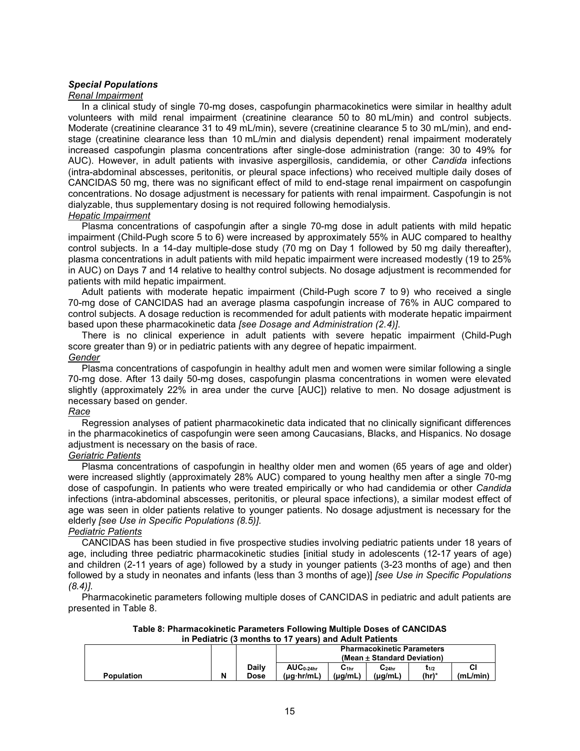### *Special Populations*

*Renal Impairment*

In a clinical study of single 70-mg doses, caspofungin pharmacokinetics were similar in healthy adult volunteers with mild renal impairment (creatinine clearance 50 to 80 mL/min) and control subjects. Moderate (creatinine clearance 31 to 49 mL/min), severe (creatinine clearance 5 to 30 mL/min), and end-stage (creatinine clearance less than 10 mL/min and dialysis dependent) renal impairment moderately increased caspofungin plasma concentrations after single-dose administration (range: 30 to 49% for AUC). However, in adult patients with invasive aspergillosis, candidemia, or other *Candida* infections (intra-abdominal abscesses, peritonitis, or pleural space infections) who received multiple daily doses of CANCIDAS 50 mg, there was no significant effect of mild to end-stage renal impairment on caspofungin concentrations. No dosage adjustment is necessary for patients with renal impairment. Caspofungin is not dialyzable, thus supplementary dosing is not required following hemodialysis.

*Hepatic Impairment*

Plasma concentrations of caspofungin after a single 70-mg dose in adult patients with mild hepatic impairment (Child-Pugh score 5 to 6) were increased by approximately 55% in AUC compared to healthy control subjects. In a 14-day multiple-dose study (70 mg on Day 1 followed by 50 mg daily thereafter), plasma concentrations in adult patients with mild hepatic impairment were increased modestly (19 to 25% in AUC) on Days 7 and 14 relative to healthy control subjects. No dosage adjustment is recommended for patients with mild hepatic impairment.

Adult patients with moderate hepatic impairment (Child-Pugh score 7 to 9) who received a single 70-mg dose of CANCIDAS had an average plasma caspofungin increase of 76% in AUC compared to control subjects. A dosage reduction is recommended for adult patients with moderate hepatic impairment based upon these pharmacokinetic data *[see Dosage and Administration (2.4)]*.

There is no clinical experience in adult patients with severe hepatic impairment (Child-Pugh score greater than 9) or in pediatric patients with any degree of hepatic impairment.

*Gender*

Plasma concentrations of caspofungin in healthy adult men and women were similar following a single 70-mg dose. After 13 daily 50-mg doses, caspofungin plasma concentrations in women were elevated slightly (approximately 22% in area under the curve [AUC]) relative to men. No dosage adjustment is necessary based on gender.

*Race*

Regression analyses of patient pharmacokinetic data indicated that no clinically significant differences in the pharmacokinetics of caspofungin were seen among Caucasians, Blacks, and Hispanics. No dosage adjustment is necessary on the basis of race.

*Geriatric Patients*

Plasma concentrations of caspofungin in healthy older men and women (65 years of age and older) were increased slightly (approximately 28% AUC) compared to young healthy men after a single 70-mg dose of caspofungin. In patients who were treated empirically or who had candidemia or other *Candida* infections (intra-abdominal abscesses, peritonitis, or pleural space infections), a similar modest effect of age was seen in older patients relative to younger patients. No dosage adjustment is necessary for the elderly *[see Use in Specific Populations (8.5)]*.

*Pediatric Patients*

CANCIDAS has been studied in five prospective studies involving pediatric patients under 18 years of age, including three pediatric pharmacokinetic studies [initial study in adolescents (12-17 years of age) and children (2-11 years of age) followed by a study in younger patients (3-23 months of age) and then followed by a study in neonates and infants (less than 3 months of age)] *[see Use in Specific Populations (8.4)]*.

Pharmacokinetic parameters following multiple doses of CANCIDAS in pediatric and adult patients are presented in Table 8.

**Table 8: Pharmacokinetic Parameters Following Multiple Doses of CANCIDAS in Pediatric (3 months to 17 years) and Adult Patients**

| | | | Pharmacokinetic Parameters (Mean ± Standard Deviation) | | | | |
|---|---|---|---|---|---|---|---|
| Population | N | Daily Dose | $AUC_{0\text{-}24hr}$ (µg·hr/mL) | $C_{1hr}$ (µg/mL) | $C_{24hr}$ (µg/mL) | $t_{1/2}$ (hr)* | Cl (mL/min) |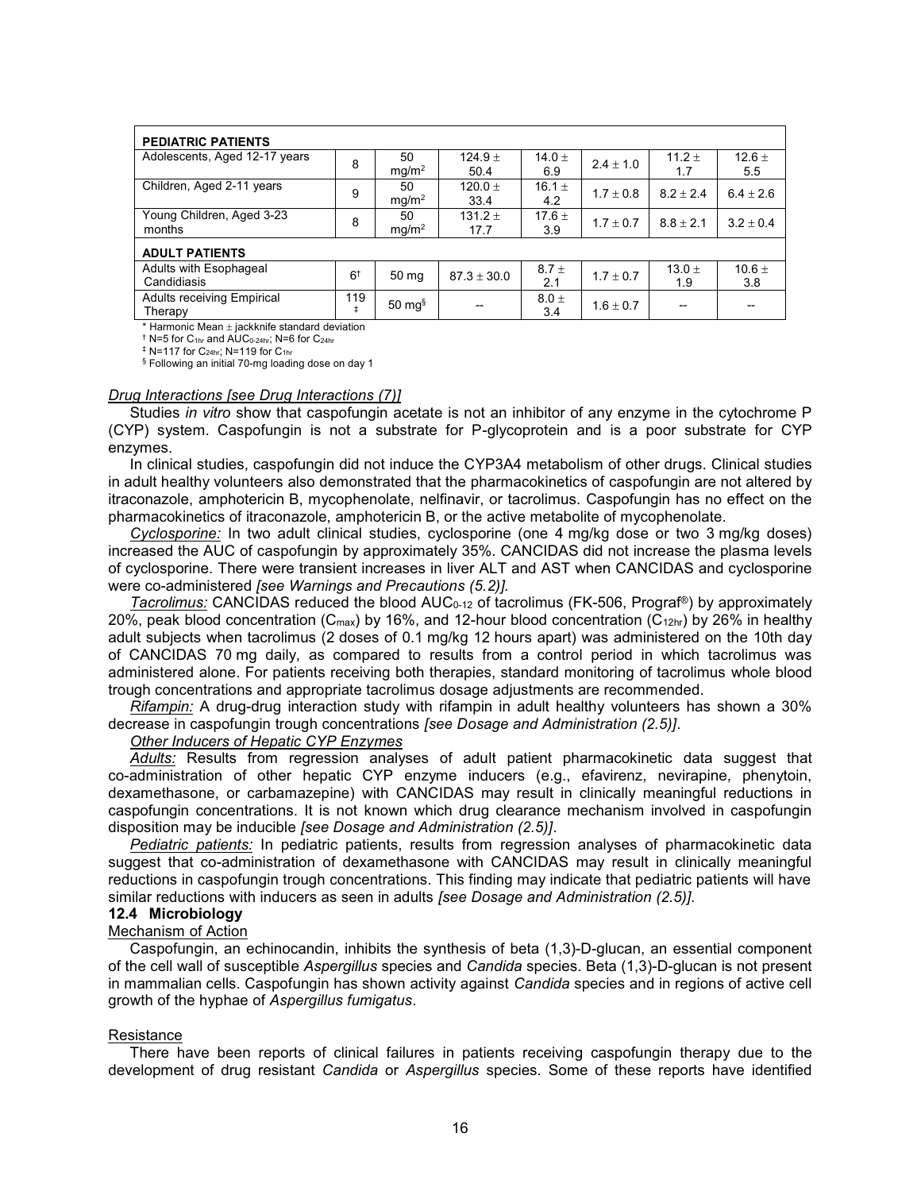| | | | | | | | |
|---|---|---|---|---|---|---|---|
| **PEDIATRIC PATIENTS** | | | | | | | |
| Adolescents, Aged 12-17 years | 8 | 50 mg/m² | 124.9 ± 50.4 | 14.0 ± 6.9 | 2.4 ± 1.0 | 11.2 ± 1.7 | 12.6 ± 5.5 |
| Children, Aged 2-11 years | 9 | 50 mg/m² | 120.0 ± 33.4 | 16.1 ± 4.2 | 1.7 ± 0.8 | 8.2 ± 2.4 | 6.4 ± 2.6 |
| Young Children, Aged 3-23 months | 8 | 50 mg/m² | 131.2 ± 17.7 | 17.6 ± 3.9 | 1.7 ± 0.7 | 8.8 ± 2.1 | 3.2 ± 0.4 |
| **ADULT PATIENTS** | | | | | | | |
| Adults with Esophageal Candidiasis | 6† | 50 mg | 87.3 ± 30.0 | 8.7 ± 2.1 | 1.7 ± 0.7 | 13.0 ± 1.9 | 10.6 ± 3.8 |
| Adults receiving Empirical Therapy | 119 ‡ | 50 mg§ | -- | 8.0 ± 3.4 | 1.6 ± 0.7 | -- | -- |

\* Harmonic Mean ± jackknife standard deviation
† N=5 for $C_{1hr}$ and $AUC_{0\text{-}24hr}$; N=6 for $C_{24hr}$
‡ N=117 for $C_{24hr}$; N=119 for $C_{1hr}$
§ Following an initial 70-mg loading dose on day 1

*Drug Interactions [see Drug Interactions (7)]*

Studies *in vitro* show that caspofungin acetate is not an inhibitor of any enzyme in the cytochrome P (CYP) system. Caspofungin is not a substrate for P-glycoprotein and is a poor substrate for CYP enzymes.

In clinical studies, caspofungin did not induce the CYP3A4 metabolism of other drugs. Clinical studies in adult healthy volunteers also demonstrated that the pharmacokinetics of caspofungin are not altered by itraconazole, amphotericin B, mycophenolate, nelfinavir, or tacrolimus. Caspofungin has no effect on the pharmacokinetics of itraconazole, amphotericin B, or the active metabolite of mycophenolate.

*Cyclosporine:* In two adult clinical studies, cyclosporine (one 4 mg/kg dose or two 3 mg/kg doses) increased the AUC of caspofungin by approximately 35%. CANCIDAS did not increase the plasma levels of cyclosporine. There were transient increases in liver ALT and AST when CANCIDAS and cyclosporine were co-administered *[see Warnings and Precautions (5.2)]*.

*Tacrolimus:* CANCIDAS reduced the blood $AUC_{0\text{-}12}$ of tacrolimus (FK-506, Prograf®) by approximately 20%, peak blood concentration ($C_{max}$) by 16%, and 12-hour blood concentration ($C_{12hr}$) by 26% in healthy adult subjects when tacrolimus (2 doses of 0.1 mg/kg 12 hours apart) was administered on the 10th day of CANCIDAS 70 mg daily, as compared to results from a control period in which tacrolimus was administered alone. For patients receiving both therapies, standard monitoring of tacrolimus whole blood trough concentrations and appropriate tacrolimus dosage adjustments are recommended.

*Rifampin:* A drug-drug interaction study with rifampin in adult healthy volunteers has shown a 30% decrease in caspofungin trough concentrations *[see Dosage and Administration (2.5)]*.

*Other Inducers of Hepatic CYP Enzymes*

*Adults:* Results from regression analyses of adult patient pharmacokinetic data suggest that co-administration of other hepatic CYP enzyme inducers (e.g., efavirenz, nevirapine, phenytoin, dexamethasone, or carbamazepine) with CANCIDAS may result in clinically meaningful reductions in caspofungin concentrations. It is not known which drug clearance mechanism involved in caspofungin disposition may be inducible *[see Dosage and Administration (2.5)]*.

*Pediatric patients:* In pediatric patients, results from regression analyses of pharmacokinetic data suggest that co-administration of dexamethasone with CANCIDAS may result in clinically meaningful reductions in caspofungin trough concentrations. This finding may indicate that pediatric patients will have similar reductions with inducers as seen in adults *[see Dosage and Administration (2.5)]*.

### 12.4 Microbiology

Mechanism of Action

Caspofungin, an echinocandin, inhibits the synthesis of beta (1,3)-D-glucan, an essential component of the cell wall of susceptible *Aspergillus* species and *Candida* species. Beta (1,3)-D-glucan is not present in mammalian cells. Caspofungin has shown activity against *Candida* species and in regions of active cell growth of the hyphae of *Aspergillus fumigatus*.

Resistance

There have been reports of clinical failures in patients receiving caspofungin therapy due to the development of drug resistant *Candida* or *Aspergillus* species. Some of these reports have identified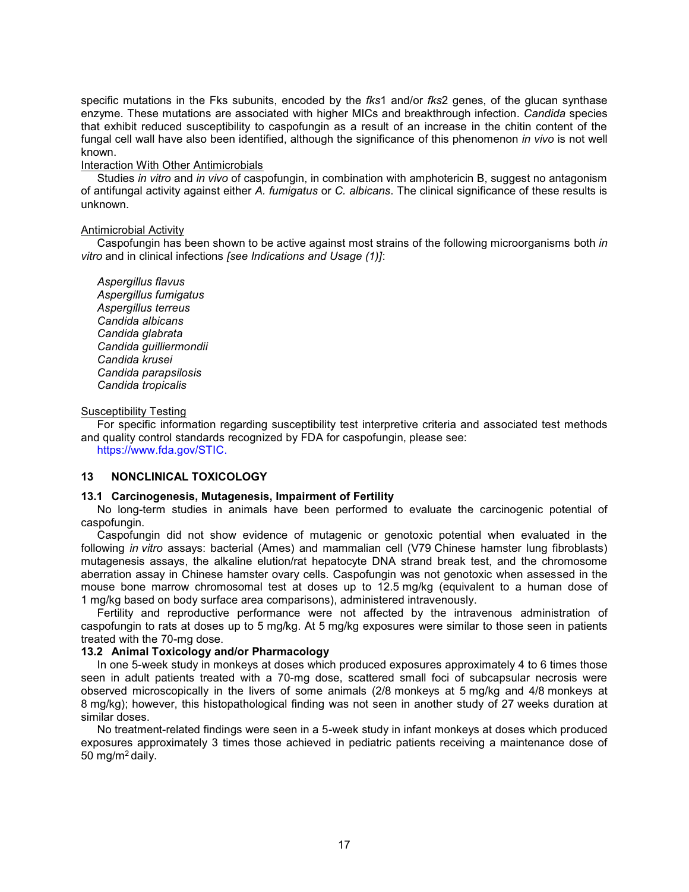specific mutations in the Fks subunits, encoded by the *fks*1 and/or *fks*2 genes, of the glucan synthase enzyme. These mutations are associated with higher MICs and breakthrough infection. *Candida* species that exhibit reduced susceptibility to caspofungin as a result of an increase in the chitin content of the fungal cell wall have also been identified, although the significance of this phenomenon *in vivo* is not well known.

Interaction With Other Antimicrobials

Studies *in vitro* and *in vivo* of caspofungin, in combination with amphotericin B, suggest no antagonism of antifungal activity against either *A. fumigatus* or *C. albicans*. The clinical significance of these results is unknown.

Antimicrobial Activity

Caspofungin has been shown to be active against most strains of the following microorganisms both *in vitro* and in clinical infections *[see Indications and Usage (1)]*:

*Aspergillus flavus*
*Aspergillus fumigatus*
*Aspergillus terreus*
*Candida albicans*
*Candida glabrata*
*Candida guilliermondii*
*Candida krusei*
*Candida parapsilosis*
*Candida tropicalis*

Susceptibility Testing

For specific information regarding susceptibility test interpretive criteria and associated test methods and quality control standards recognized by FDA for caspofungin, please see: https://www.fda.gov/STIC.

## 13 NONCLINICAL TOXICOLOGY

### 13.1 Carcinogenesis, Mutagenesis, Impairment of Fertility

No long-term studies in animals have been performed to evaluate the carcinogenic potential of caspofungin.

Caspofungin did not show evidence of mutagenic or genotoxic potential when evaluated in the following *in vitro* assays: bacterial (Ames) and mammalian cell (V79 Chinese hamster lung fibroblasts) mutagenesis assays, the alkaline elution/rat hepatocyte DNA strand break test, and the chromosome aberration assay in Chinese hamster ovary cells. Caspofungin was not genotoxic when assessed in the mouse bone marrow chromosomal test at doses up to 12.5 mg/kg (equivalent to a human dose of 1 mg/kg based on body surface area comparisons), administered intravenously.

Fertility and reproductive performance were not affected by the intravenous administration of caspofungin to rats at doses up to 5 mg/kg. At 5 mg/kg exposures were similar to those seen in patients treated with the 70-mg dose.

### 13.2 Animal Toxicology and/or Pharmacology

In one 5-week study in monkeys at doses which produced exposures approximately 4 to 6 times those seen in adult patients treated with a 70-mg dose, scattered small foci of subcapsular necrosis were observed microscopically in the livers of some animals (2/8 monkeys at 5 mg/kg and 4/8 monkeys at 8 mg/kg); however, this histopathological finding was not seen in another study of 27 weeks duration at similar doses.

No treatment-related findings were seen in a 5-week study in infant monkeys at doses which produced exposures approximately 3 times those achieved in pediatric patients receiving a maintenance dose of 50 mg/m$^2$ daily.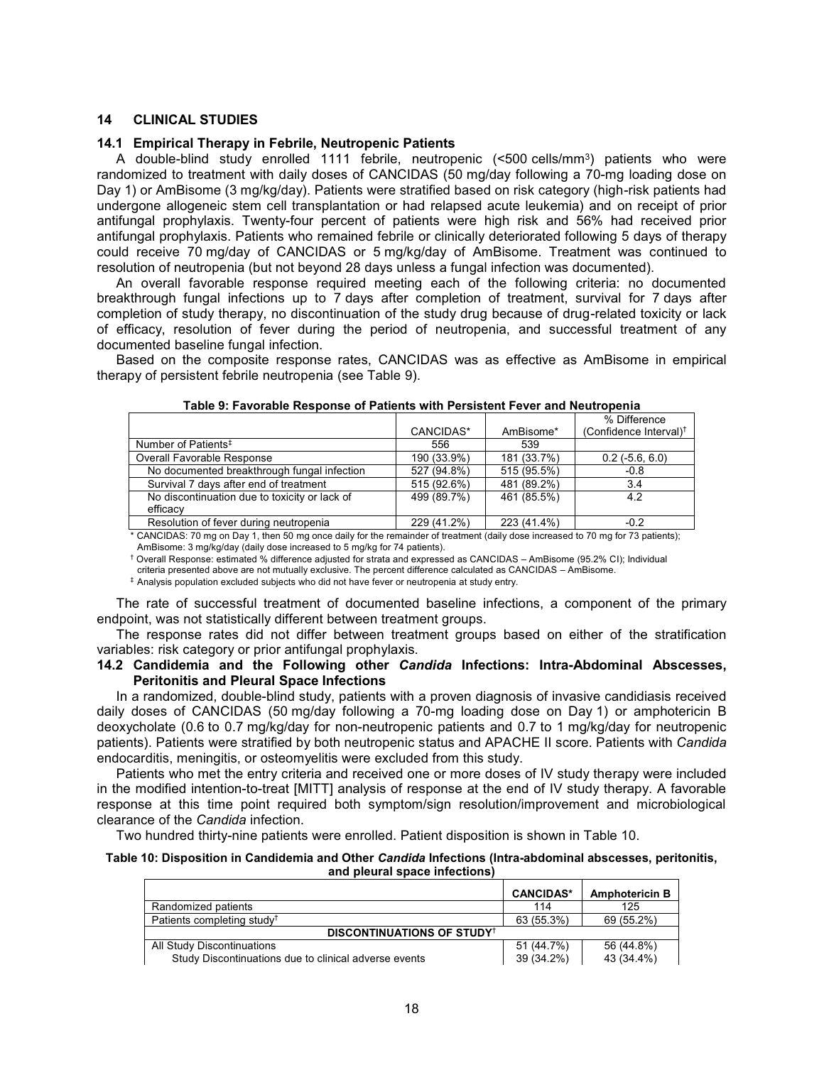## 14 CLINICAL STUDIES

### 14.1 Empirical Therapy in Febrile, Neutropenic Patients

A double-blind study enrolled 1111 febrile, neutropenic (<500 cells/mm$^3$) patients who were randomized to treatment with daily doses of CANCIDAS (50 mg/day following a 70-mg loading dose on Day 1) or AmBisome (3 mg/kg/day). Patients were stratified based on risk category (high-risk patients had undergone allogeneic stem cell transplantation or had relapsed acute leukemia) and on receipt of prior antifungal prophylaxis. Twenty-four percent of patients were high risk and 56% had received prior antifungal prophylaxis. Patients who remained febrile or clinically deteriorated following 5 days of therapy could receive 70 mg/day of CANCIDAS or 5 mg/kg/day of AmBisome. Treatment was continued to resolution of neutropenia (but not beyond 28 days unless a fungal infection was documented).

An overall favorable response required meeting each of the following criteria: no documented breakthrough fungal infections up to 7 days after completion of treatment, survival for 7 days after completion of study therapy, no discontinuation of the study drug because of drug-related toxicity or lack of efficacy, resolution of fever during the period of neutropenia, and successful treatment of any documented baseline fungal infection.

Based on the composite response rates, CANCIDAS was as effective as AmBisome in empirical therapy of persistent febrile neutropenia (see Table 9).

**Table 9: Favorable Response of Patients with Persistent Fever and Neutropenia**

| | CANCIDAS* | AmBisome* | % Difference (Confidence Interval)† |
|---|---|---|---|
| Number of Patients‡ | 556 | 539 | |
| Overall Favorable Response | 190 (33.9%) | 181 (33.7%) | 0.2 (-5.6, 6.0) |
| No documented breakthrough fungal infection | 527 (94.8%) | 515 (95.5%) | -0.8 |
| Survival 7 days after end of treatment | 515 (92.6%) | 481 (89.2%) | 3.4 |
| No discontinuation due to toxicity or lack of efficacy | 499 (89.7%) | 461 (85.5%) | 4.2 |
| Resolution of fever during neutropenia | 229 (41.2%) | 223 (41.4%) | -0.2 |

\* CANCIDAS: 70 mg on Day 1, then 50 mg once daily for the remainder of treatment (daily dose increased to 70 mg for 73 patients); AmBisome: 3 mg/kg/day (daily dose increased to 5 mg/kg for 74 patients).

† Overall Response: estimated % difference adjusted for strata and expressed as CANCIDAS – AmBisome (95.2% CI); Individual criteria presented above are not mutually exclusive. The percent difference calculated as CANCIDAS – AmBisome.

‡ Analysis population excluded subjects who did not have fever or neutropenia at study entry.

The rate of successful treatment of documented baseline infections, a component of the primary endpoint, was not statistically different between treatment groups.

The response rates did not differ between treatment groups based on either of the stratification variables: risk category or prior antifungal prophylaxis.

### 14.2 Candidemia and the Following other *Candida* Infections: Intra-Abdominal Abscesses, Peritonitis and Pleural Space Infections

In a randomized, double-blind study, patients with a proven diagnosis of invasive candidiasis received daily doses of CANCIDAS (50 mg/day following a 70-mg loading dose on Day 1) or amphotericin B deoxycholate (0.6 to 0.7 mg/kg/day for non-neutropenic patients and 0.7 to 1 mg/kg/day for neutropenic patients). Patients were stratified by both neutropenic status and APACHE II score. Patients with *Candida* endocarditis, meningitis, or osteomyelitis were excluded from this study.

Patients who met the entry criteria and received one or more doses of IV study therapy were included in the modified intention-to-treat [MITT] analysis of response at the end of IV study therapy. A favorable response at this time point required both symptom/sign resolution/improvement and microbiological clearance of the *Candida* infection.

Two hundred thirty-nine patients were enrolled. Patient disposition is shown in Table 10.

**Table 10: Disposition in Candidemia and Other *Candida* Infections (Intra-abdominal abscesses, peritonitis, and pleural space infections)**

| | **CANCIDAS*** | **Amphotericin B** |
|---|---|---|
| Randomized patients | 114 | 125 |
| Patients completing study† | 63 (55.3%) | 69 (55.2%) |
| **DISCONTINUATIONS OF STUDY†** | | |
| All Study Discontinuations | 51 (44.7%) | 56 (44.8%) |
| Study Discontinuations due to clinical adverse events | 39 (34.2%) | 43 (34.4%) |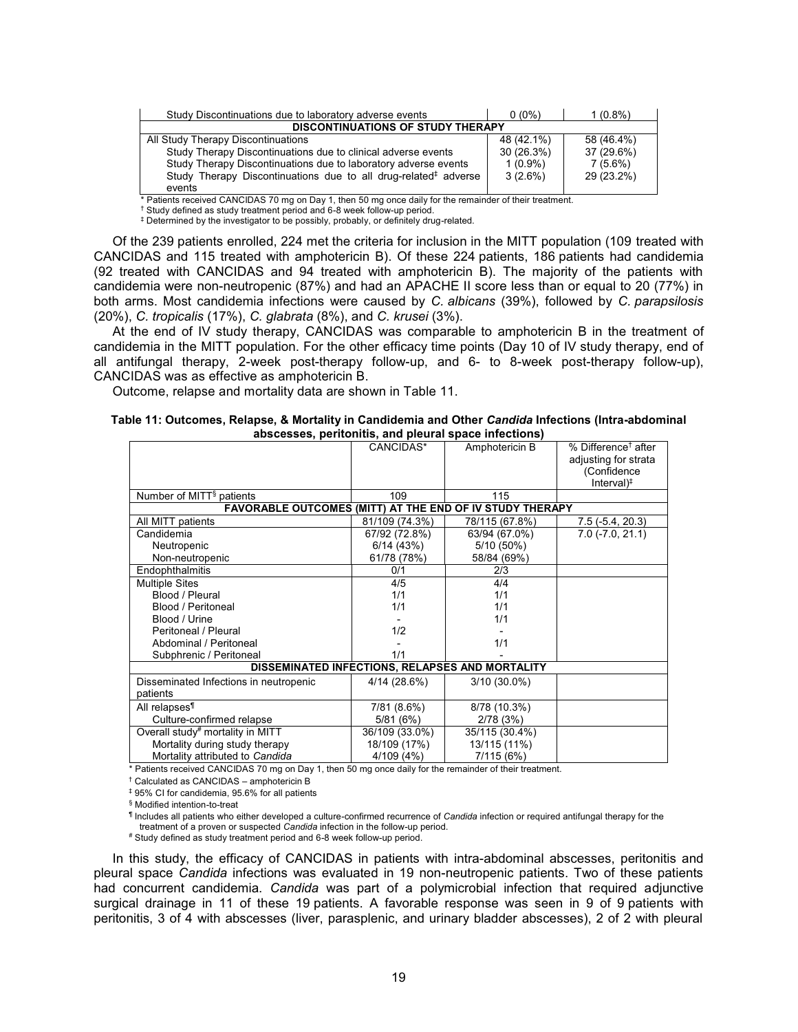| | | |
|---|---|---|
| Study Discontinuations due to laboratory adverse events | 0 (0%) | 1 (0.8%) |
| **DISCONTINUATIONS OF STUDY THERAPY** | | |
| All Study Therapy Discontinuations | 48 (42.1%) | 58 (46.4%) |
| Study Therapy Discontinuations due to clinical adverse events | 30 (26.3%) | 37 (29.6%) |
| Study Therapy Discontinuations due to laboratory adverse events | 1 (0.9%) | 7 (5.6%) |
| Study Therapy Discontinuations due to all drug-related‡ adverse events | 3 (2.6%) | 29 (23.2%) |

\* Patients received CANCIDAS 70 mg on Day 1, then 50 mg once daily for the remainder of their treatment.

† Study defined as study treatment period and 6-8 week follow-up period.

‡ Determined by the investigator to be possibly, probably, or definitely drug-related.

Of the 239 patients enrolled, 224 met the criteria for inclusion in the MITT population (109 treated with CANCIDAS and 115 treated with amphotericin B). Of these 224 patients, 186 patients had candidemia (92 treated with CANCIDAS and 94 treated with amphotericin B). The majority of the patients with candidemia were non-neutropenic (87%) and had an APACHE II score less than or equal to 20 (77%) in both arms. Most candidemia infections were caused by *C. albicans* (39%), followed by *C. parapsilosis* (20%), *C. tropicalis* (17%), *C. glabrata* (8%), and *C. krusei* (3%).

At the end of IV study therapy, CANCIDAS was comparable to amphotericin B in the treatment of candidemia in the MITT population. For the other efficacy time points (Day 10 of IV study therapy, end of all antifungal therapy, 2-week post-therapy follow-up, and 6- to 8-week post-therapy follow-up), CANCIDAS was as effective as amphotericin B.

Outcome, relapse and mortality data are shown in Table 11.

**Table 11: Outcomes, Relapse, & Mortality in Candidemia and Other *Candida* Infections (Intra-abdominal abscesses, peritonitis, and pleural space infections)**

| | CANCIDAS* | Amphotericin B | % Difference† after adjusting for strata (Confidence Interval)‡ |
|---|---|---|---|
| Number of MITT§ patients | 109 | 115 | |
| **FAVORABLE OUTCOMES (MITT) AT THE END OF IV STUDY THERAPY** | | | |
| All MITT patients | 81/109 (74.3%) | 78/115 (67.8%) | 7.5 (-5.4, 20.3) |
| Candidemia | 67/92 (72.8%) | 63/94 (67.0%) | 7.0 (-7.0, 21.1) |
| Neutropenic | 6/14 (43%) | 5/10 (50%) | |
| Non-neutropenic | 61/78 (78%) | 58/84 (69%) | |
| Endophthalmitis | 0/1 | 2/3 | |
| Multiple Sites | 4/5 | 4/4 | |
| Blood / Pleural | 1/1 | 1/1 | |
| Blood / Peritoneal | 1/1 | 1/1 | |
| Blood / Urine | - | 1/1 | |
| Peritoneal / Pleural | 1/2 | - | |
| Abdominal / Peritoneal | - | 1/1 | |
| Subphrenic / Peritoneal | 1/1 | - | |
| **DISSEMINATED INFECTIONS, RELAPSES AND MORTALITY** | | | |
| Disseminated Infections in neutropenic patients | 4/14 (28.6%) | 3/10 (30.0%) | |
| All relapses¶ | 7/81 (8.6%) | 8/78 (10.3%) | |
| Culture-confirmed relapse | 5/81 (6%) | 2/78 (3%) | |
| Overall study# mortality in MITT | 36/109 (33.0%) | 35/115 (30.4%) | |
| Mortality during study therapy | 18/109 (17%) | 13/115 (11%) | |
| Mortality attributed to *Candida* | 4/109 (4%) | 7/115 (6%) | |

\* Patients received CANCIDAS 70 mg on Day 1, then 50 mg once daily for the remainder of their treatment.

† Calculated as CANCIDAS – amphotericin B

‡ 95% CI for candidemia, 95.6% for all patients

§ Modified intention-to-treat

¶ Includes all patients who either developed a culture-confirmed recurrence of *Candida* infection or required antifungal therapy for the treatment of a proven or suspected *Candida* infection in the follow-up period.

\# Study defined as study treatment period and 6-8 week follow-up period.

In this study, the efficacy of CANCIDAS in patients with intra-abdominal abscesses, peritonitis and pleural space *Candida* infections was evaluated in 19 non-neutropenic patients. Two of these patients had concurrent candidemia. *Candida* was part of a polymicrobial infection that required adjunctive surgical drainage in 11 of these 19 patients. A favorable response was seen in 9 of 9 patients with peritonitis, 3 of 4 with abscesses (liver, parasplenic, and urinary bladder abscesses), 2 of 2 with pleural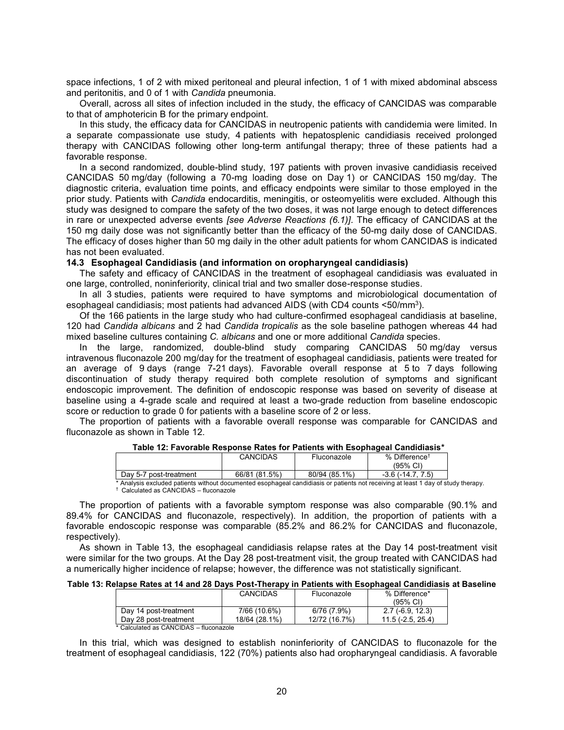space infections, 1 of 2 with mixed peritoneal and pleural infection, 1 of 1 with mixed abdominal abscess and peritonitis, and 0 of 1 with *Candida* pneumonia.

Overall, across all sites of infection included in the study, the efficacy of CANCIDAS was comparable to that of amphotericin B for the primary endpoint.

In this study, the efficacy data for CANCIDAS in neutropenic patients with candidemia were limited. In a separate compassionate use study, 4 patients with hepatosplenic candidiasis received prolonged therapy with CANCIDAS following other long-term antifungal therapy; three of these patients had a favorable response.

In a second randomized, double-blind study, 197 patients with proven invasive candidiasis received CANCIDAS 50 mg/day (following a 70-mg loading dose on Day 1) or CANCIDAS 150 mg/day. The diagnostic criteria, evaluation time points, and efficacy endpoints were similar to those employed in the prior study. Patients with *Candida* endocarditis, meningitis, or osteomyelitis were excluded. Although this study was designed to compare the safety of the two doses, it was not large enough to detect differences in rare or unexpected adverse events *[see Adverse Reactions (6.1)]*. The efficacy of CANCIDAS at the 150 mg daily dose was not significantly better than the efficacy of the 50-mg daily dose of CANCIDAS. The efficacy of doses higher than 50 mg daily in the other adult patients for whom CANCIDAS is indicated has not been evaluated.

### 14.3 Esophageal Candidiasis (and information on oropharyngeal candidiasis)

The safety and efficacy of CANCIDAS in the treatment of esophageal candidiasis was evaluated in one large, controlled, noninferiority, clinical trial and two smaller dose-response studies.

In all 3 studies, patients were required to have symptoms and microbiological documentation of esophageal candidiasis; most patients had advanced AIDS (with CD4 counts <50/mm$^3$).

Of the 166 patients in the large study who had culture-confirmed esophageal candidiasis at baseline, 120 had *Candida albicans* and 2 had *Candida tropicalis* as the sole baseline pathogen whereas 44 had mixed baseline cultures containing *C. albicans* and one or more additional *Candida* species.

In the large, randomized, double-blind study comparing CANCIDAS 50 mg/day versus intravenous fluconazole 200 mg/day for the treatment of esophageal candidiasis, patients were treated for an average of 9 days (range 7-21 days). Favorable overall response at 5 to 7 days following discontinuation of study therapy required both complete resolution of symptoms and significant endoscopic improvement. The definition of endoscopic response was based on severity of disease at baseline using a 4-grade scale and required at least a two-grade reduction from baseline endoscopic score or reduction to grade 0 for patients with a baseline score of 2 or less.

The proportion of patients with a favorable overall response was comparable for CANCIDAS and fluconazole as shown in Table 12.

**Table 12: Favorable Response Rates for Patients with Esophageal Candidiasis***

| | CANCIDAS | Fluconazole | % Difference† (95% CI) |
|---|---|---|---|
| Day 5-7 post-treatment | 66/81 (81.5%) | 80/94 (85.1%) | -3.6 (-14.7, 7.5) |

* Analysis excluded patients without documented esophageal candidiasis or patients not receiving at least 1 day of study therapy.
† Calculated as CANCIDAS – fluconazole

The proportion of patients with a favorable symptom response was also comparable (90.1% and 89.4% for CANCIDAS and fluconazole, respectively). In addition, the proportion of patients with a favorable endoscopic response was comparable (85.2% and 86.2% for CANCIDAS and fluconazole, respectively).

As shown in Table 13, the esophageal candidiasis relapse rates at the Day 14 post-treatment visit were similar for the two groups. At the Day 28 post-treatment visit, the group treated with CANCIDAS had a numerically higher incidence of relapse; however, the difference was not statistically significant.

**Table 13: Relapse Rates at 14 and 28 Days Post-Therapy in Patients with Esophageal Candidiasis at Baseline**

| | CANCIDAS | Fluconazole | % Difference* (95% CI) |
|---|---|---|---|
| Day 14 post-treatment | 7/66 (10.6%) | 6/76 (7.9%) | 2.7 (-6.9, 12.3) |
| Day 28 post-treatment | 18/64 (28.1%) | 12/72 (16.7%) | 11.5 (-2.5, 25.4) |

* Calculated as CANCIDAS – fluconazole

In this trial, which was designed to establish noninferiority of CANCIDAS to fluconazole for the treatment of esophageal candidiasis, 122 (70%) patients also had oropharyngeal candidiasis. A favorable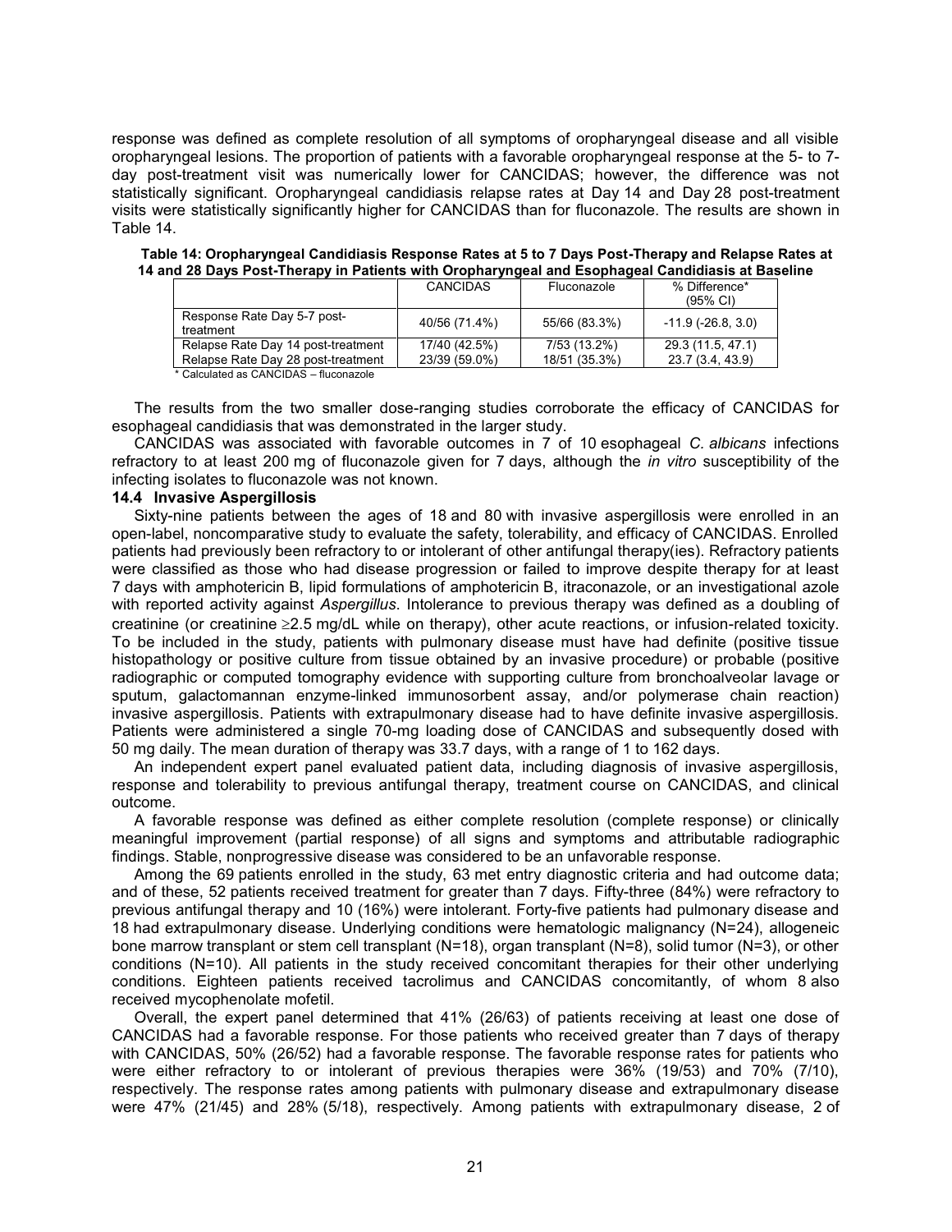response was defined as complete resolution of all symptoms of oropharyngeal disease and all visible oropharyngeal lesions. The proportion of patients with a favorable oropharyngeal response at the 5- to 7-day post-treatment visit was numerically lower for CANCIDAS; however, the difference was not statistically significant. Oropharyngeal candidiasis relapse rates at Day 14 and Day 28 post-treatment visits were statistically significantly higher for CANCIDAS than for fluconazole. The results are shown in Table 14.

**Table 14: Oropharyngeal Candidiasis Response Rates at 5 to 7 Days Post-Therapy and Relapse Rates at 14 and 28 Days Post-Therapy in Patients with Oropharyngeal and Esophageal Candidiasis at Baseline**

| | CANCIDAS | Fluconazole | % Difference* (95% CI) |
|---|---|---|---|
| Response Rate Day 5-7 post-treatment | 40/56 (71.4%) | 55/66 (83.3%) | -11.9 (-26.8, 3.0) |
| Relapse Rate Day 14 post-treatment | 17/40 (42.5%) | 7/53 (13.2%) | 29.3 (11.5, 47.1) |
| Relapse Rate Day 28 post-treatment | 23/39 (59.0%) | 18/51 (35.3%) | 23.7 (3.4, 43.9) |

\* Calculated as CANCIDAS – fluconazole

The results from the two smaller dose-ranging studies corroborate the efficacy of CANCIDAS for esophageal candidiasis that was demonstrated in the larger study.

CANCIDAS was associated with favorable outcomes in 7 of 10 esophageal *C. albicans* infections refractory to at least 200 mg of fluconazole given for 7 days, although the *in vitro* susceptibility of the infecting isolates to fluconazole was not known.

### 14.4 Invasive Aspergillosis

Sixty-nine patients between the ages of 18 and 80 with invasive aspergillosis were enrolled in an open-label, noncomparative study to evaluate the safety, tolerability, and efficacy of CANCIDAS. Enrolled patients had previously been refractory to or intolerant of other antifungal therapy(ies). Refractory patients were classified as those who had disease progression or failed to improve despite therapy for at least 7 days with amphotericin B, lipid formulations of amphotericin B, itraconazole, or an investigational azole with reported activity against *Aspergillus*. Intolerance to previous therapy was defined as a doubling of creatinine (or creatinine ≥2.5 mg/dL while on therapy), other acute reactions, or infusion-related toxicity. To be included in the study, patients with pulmonary disease must have had definite (positive tissue histopathology or positive culture from tissue obtained by an invasive procedure) or probable (positive radiographic or computed tomography evidence with supporting culture from bronchoalveolar lavage or sputum, galactomannan enzyme-linked immunosorbent assay, and/or polymerase chain reaction) invasive aspergillosis. Patients with extrapulmonary disease had to have definite invasive aspergillosis. Patients were administered a single 70-mg loading dose of CANCIDAS and subsequently dosed with 50 mg daily. The mean duration of therapy was 33.7 days, with a range of 1 to 162 days.

An independent expert panel evaluated patient data, including diagnosis of invasive aspergillosis, response and tolerability to previous antifungal therapy, treatment course on CANCIDAS, and clinical outcome.

A favorable response was defined as either complete resolution (complete response) or clinically meaningful improvement (partial response) of all signs and symptoms and attributable radiographic findings. Stable, nonprogressive disease was considered to be an unfavorable response.

Among the 69 patients enrolled in the study, 63 met entry diagnostic criteria and had outcome data; and of these, 52 patients received treatment for greater than 7 days. Fifty-three (84%) were refractory to previous antifungal therapy and 10 (16%) were intolerant. Forty-five patients had pulmonary disease and 18 had extrapulmonary disease. Underlying conditions were hematologic malignancy (N=24), allogeneic bone marrow transplant or stem cell transplant (N=18), organ transplant (N=8), solid tumor (N=3), or other conditions (N=10). All patients in the study received concomitant therapies for their other underlying conditions. Eighteen patients received tacrolimus and CANCIDAS concomitantly, of whom 8 also received mycophenolate mofetil.

Overall, the expert panel determined that 41% (26/63) of patients receiving at least one dose of CANCIDAS had a favorable response. For those patients who received greater than 7 days of therapy with CANCIDAS, 50% (26/52) had a favorable response. The favorable response rates for patients who were either refractory to or intolerant of previous therapies were 36% (19/53) and 70% (7/10), respectively. The response rates among patients with pulmonary disease and extrapulmonary disease were 47% (21/45) and 28% (5/18), respectively. Among patients with extrapulmonary disease, 2 of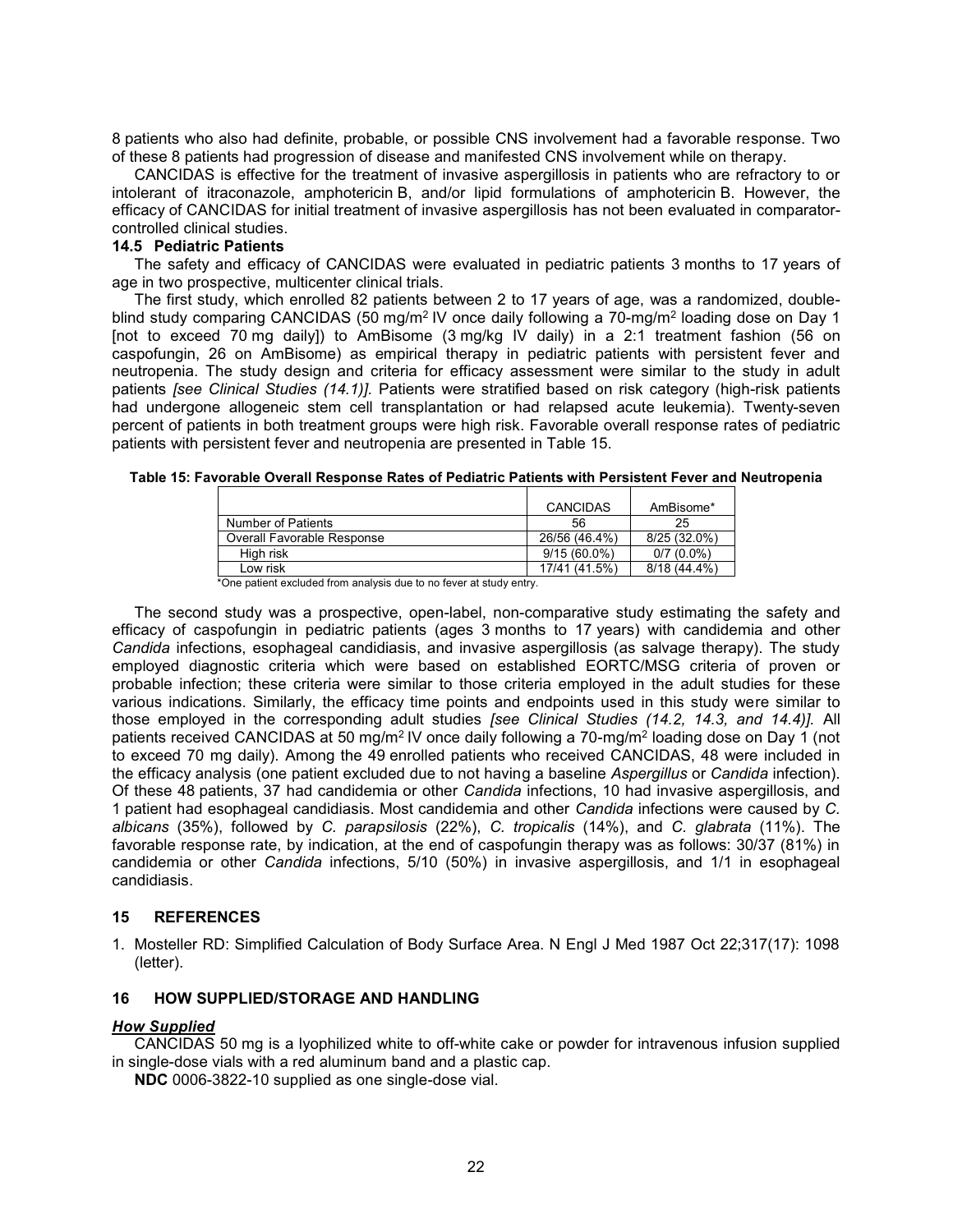8 patients who also had definite, probable, or possible CNS involvement had a favorable response. Two of these 8 patients had progression of disease and manifested CNS involvement while on therapy.

CANCIDAS is effective for the treatment of invasive aspergillosis in patients who are refractory to or intolerant of itraconazole, amphotericin B, and/or lipid formulations of amphotericin B. However, the efficacy of CANCIDAS for initial treatment of invasive aspergillosis has not been evaluated in comparator-controlled clinical studies.

### 14.5 Pediatric Patients

The safety and efficacy of CANCIDAS were evaluated in pediatric patients 3 months to 17 years of age in two prospective, multicenter clinical trials.

The first study, which enrolled 82 patients between 2 to 17 years of age, was a randomized, double-blind study comparing CANCIDAS (50 mg/m$^2$ IV once daily following a 70-mg/m$^2$ loading dose on Day 1 [not to exceed 70 mg daily]) to AmBisome (3 mg/kg IV daily) in a 2:1 treatment fashion (56 on caspofungin, 26 on AmBisome) as empirical therapy in pediatric patients with persistent fever and neutropenia. The study design and criteria for efficacy assessment were similar to the study in adult patients *[see Clinical Studies (14.1)]*. Patients were stratified based on risk category (high-risk patients had undergone allogeneic stem cell transplantation or had relapsed acute leukemia). Twenty-seven percent of patients in both treatment groups were high risk. Favorable overall response rates of pediatric patients with persistent fever and neutropenia are presented in Table 15.

**Table 15: Favorable Overall Response Rates of Pediatric Patients with Persistent Fever and Neutropenia**

| | CANCIDAS | AmBisome* |
|---|---|---|
| Number of Patients | 56 | 25 |
| Overall Favorable Response | 26/56 (46.4%) | 8/25 (32.0%) |
| High risk | 9/15 (60.0%) | 0/7 (0.0%) |
| Low risk | 17/41 (41.5%) | 8/18 (44.4%) |

*One patient excluded from analysis due to no fever at study entry.

The second study was a prospective, open-label, non-comparative study estimating the safety and efficacy of caspofungin in pediatric patients (ages 3 months to 17 years) with candidemia and other *Candida* infections, esophageal candidiasis, and invasive aspergillosis (as salvage therapy). The study employed diagnostic criteria which were based on established EORTC/MSG criteria of proven or probable infection; these criteria were similar to those criteria employed in the adult studies for these various indications. Similarly, the efficacy time points and endpoints used in this study were similar to those employed in the corresponding adult studies *[see Clinical Studies (14.2, 14.3, and 14.4)]*. All patients received CANCIDAS at 50 mg/m$^2$ IV once daily following a 70-mg/m$^2$ loading dose on Day 1 (not to exceed 70 mg daily). Among the 49 enrolled patients who received CANCIDAS, 48 were included in the efficacy analysis (one patient excluded due to not having a baseline *Aspergillus* or *Candida* infection). Of these 48 patients, 37 had candidemia or other *Candida* infections, 10 had invasive aspergillosis, and 1 patient had esophageal candidiasis. Most candidemia and other *Candida* infections were caused by *C. albicans* (35%), followed by *C. parapsilosis* (22%), *C. tropicalis* (14%), and *C. glabrata* (11%). The favorable response rate, by indication, at the end of caspofungin therapy was as follows: 30/37 (81%) in candidemia or other *Candida* infections, 5/10 (50%) in invasive aspergillosis, and 1/1 in esophageal candidiasis.

## 15 REFERENCES

1. Mosteller RD: Simplified Calculation of Body Surface Area. N Engl J Med 1987 Oct 22;317(17): 1098 (letter).

## 16 HOW SUPPLIED/STORAGE AND HANDLING

***How Supplied***

CANCIDAS 50 mg is a lyophilized white to off-white cake or powder for intravenous infusion supplied in single-dose vials with a red aluminum band and a plastic cap.

**NDC** 0006-3822-10 supplied as one single-dose vial.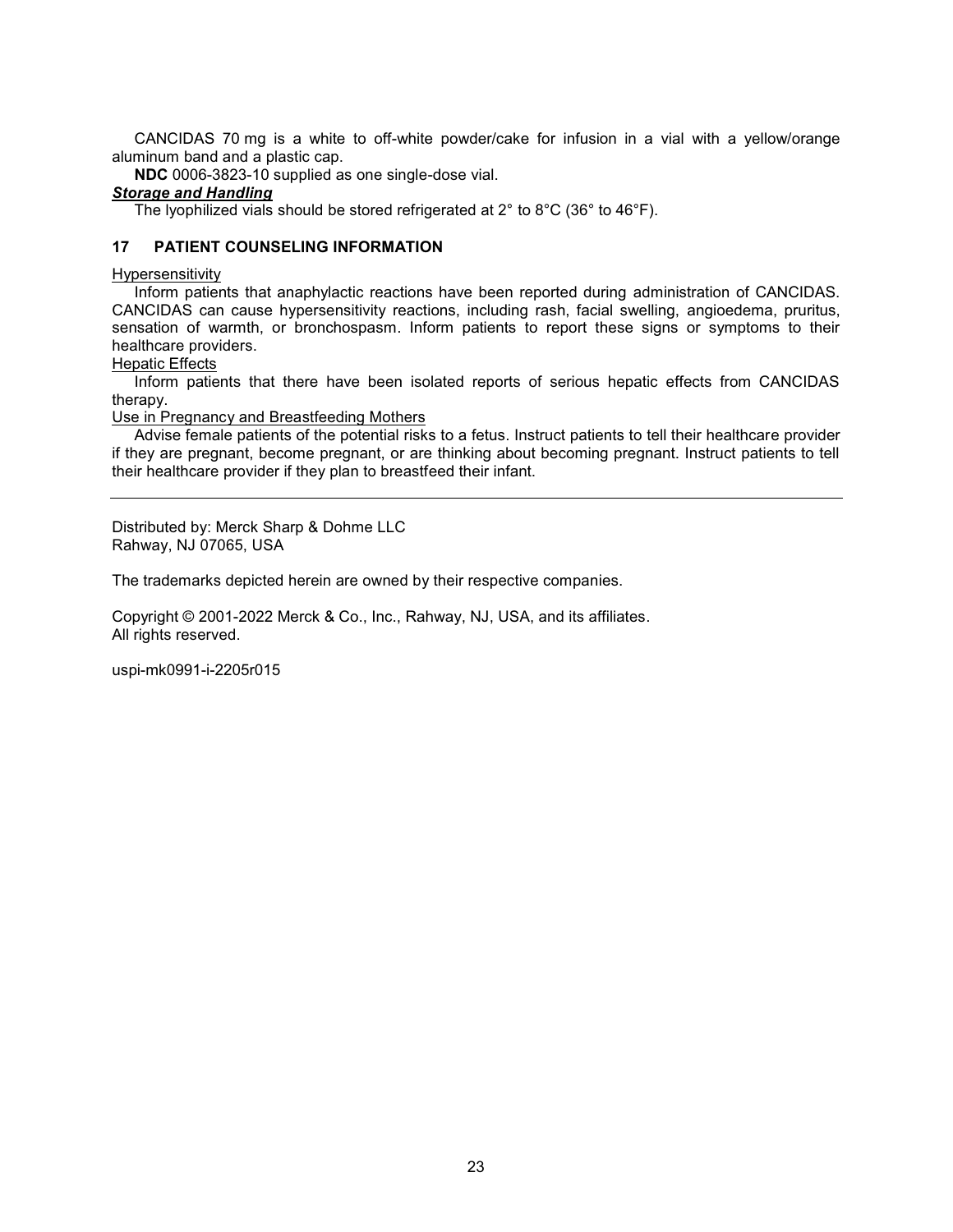CANCIDAS 70 mg is a white to off-white powder/cake for infusion in a vial with a yellow/orange aluminum band and a plastic cap.

**NDC** 0006-3823-10 supplied as one single-dose vial.

***Storage and Handling***

The lyophilized vials should be stored refrigerated at 2° to 8°C (36° to 46°F).

## 17 PATIENT COUNSELING INFORMATION

Hypersensitivity

Inform patients that anaphylactic reactions have been reported during administration of CANCIDAS. CANCIDAS can cause hypersensitivity reactions, including rash, facial swelling, angioedema, pruritus, sensation of warmth, or bronchospasm. Inform patients to report these signs or symptoms to their healthcare providers.

Hepatic Effects

Inform patients that there have been isolated reports of serious hepatic effects from CANCIDAS therapy.

Use in Pregnancy and Breastfeeding Mothers

Advise female patients of the potential risks to a fetus. Instruct patients to tell their healthcare provider if they are pregnant, become pregnant, or are thinking about becoming pregnant. Instruct patients to tell their healthcare provider if they plan to breastfeed their infant.

---

Distributed by: Merck Sharp & Dohme LLC
Rahway, NJ 07065, USA

The trademarks depicted herein are owned by their respective companies.

Copyright © 2001-2022 Merck & Co., Inc., Rahway, NJ, USA, and its affiliates.
All rights reserved.

uspi-mk0991-i-2205r015